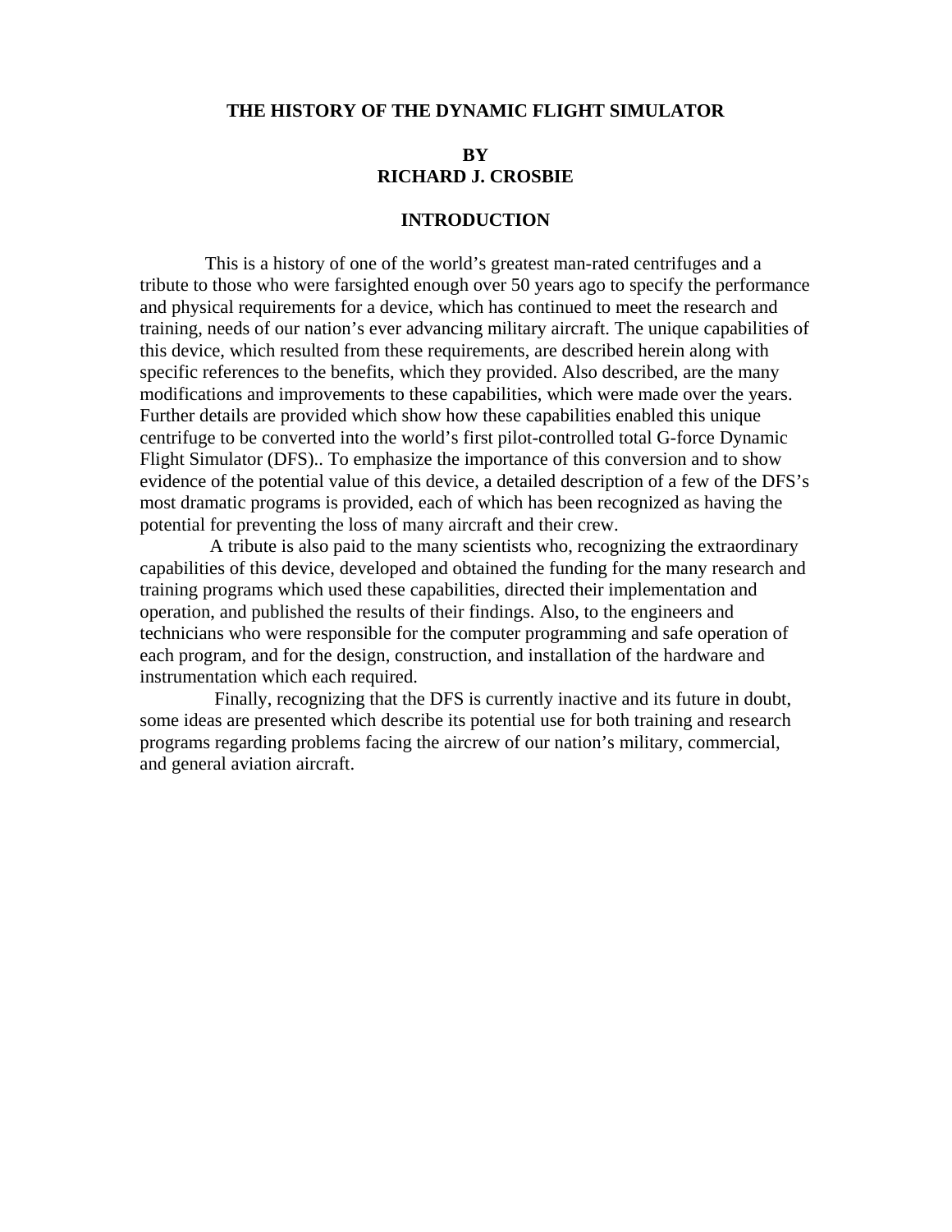# THE HISTORY OF THE DYNAMIC FLIGHT SIMULATOR

**BY**
**RICHARD J. CROSBIE**

## INTRODUCTION

This is a history of one of the world's greatest man-rated centrifuges and a tribute to those who were farsighted enough over 50 years ago to specify the performance and physical requirements for a device, which has continued to meet the research and training, needs of our nation's ever advancing military aircraft. The unique capabilities of this device, which resulted from these requirements, are described herein along with specific references to the benefits, which they provided. Also described, are the many modifications and improvements to these capabilities, which were made over the years. Further details are provided which show how these capabilities enabled this unique centrifuge to be converted into the world's first pilot-controlled total G-force Dynamic Flight Simulator (DFS).. To emphasize the importance of this conversion and to show evidence of the potential value of this device, a detailed description of a few of the DFS's most dramatic programs is provided, each of which has been recognized as having the potential for preventing the loss of many aircraft and their crew.

A tribute is also paid to the many scientists who, recognizing the extraordinary capabilities of this device, developed and obtained the funding for the many research and training programs which used these capabilities, directed their implementation and operation, and published the results of their findings. Also, to the engineers and technicians who were responsible for the computer programming and safe operation of each program, and for the design, construction, and installation of the hardware and instrumentation which each required.

Finally, recognizing that the DFS is currently inactive and its future in doubt, some ideas are presented which describe its potential use for both training and research programs regarding problems facing the aircrew of our nation's military, commercial, and general aviation aircraft.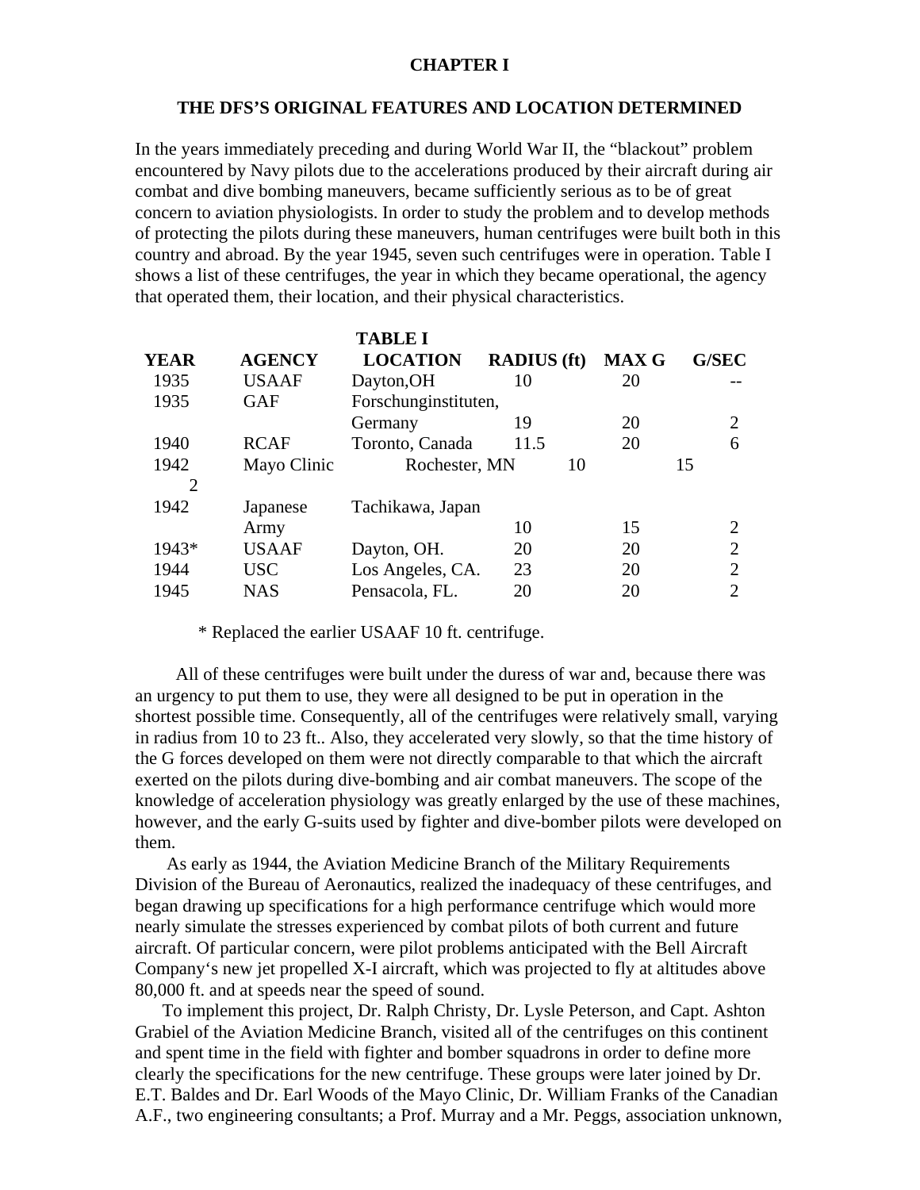# CHAPTER I

## THE DFS'S ORIGINAL FEATURES AND LOCATION DETERMINED

In the years immediately preceding and during World War II, the "blackout" problem encountered by Navy pilots due to the accelerations produced by their aircraft during air combat and dive bombing maneuvers, became sufficiently serious as to be of great concern to aviation physiologists. In order to study the problem and to develop methods of protecting the pilots during these maneuvers, human centrifuges were built both in this country and abroad. By the year 1945, seven such centrifuges were in operation. Table I shows a list of these centrifuges, the year in which they became operational, the agency that operated them, their location, and their physical characteristics.

**TABLE I**

| YEAR | AGENCY | LOCATION | RADIUS (ft) | MAX G | G/SEC |
|---|---|---|---|---|---|
| 1935 | USAAF | Dayton,OH | 10 | 20 | -- |
| 1935 | GAF | Forschunginstituten, Germany | 19 | 20 | 2 |
| 1940 | RCAF | Toronto, Canada | 11.5 | 20 | 6 |
| 1942 | Mayo Clinic | Rochester, MN | 10 | 15 | 2 |
| 1942 | Japanese Army | Tachikawa, Japan | 10 | 15 | 2 |
| 1943* | USAAF | Dayton, OH. | 20 | 20 | 2 |
| 1944 | USC | Los Angeles, CA. | 23 | 20 | 2 |
| 1945 | NAS | Pensacola, FL. | 20 | 20 | 2 |

\* Replaced the earlier USAAF 10 ft. centrifuge.

All of these centrifuges were built under the duress of war and, because there was an urgency to put them to use, they were all designed to be put in operation in the shortest possible time. Consequently, all of the centrifuges were relatively small, varying in radius from 10 to 23 ft.. Also, they accelerated very slowly, so that the time history of the G forces developed on them were not directly comparable to that which the aircraft exerted on the pilots during dive-bombing and air combat maneuvers. The scope of the knowledge of acceleration physiology was greatly enlarged by the use of these machines, however, and the early G-suits used by fighter and dive-bomber pilots were developed on them.

As early as 1944, the Aviation Medicine Branch of the Military Requirements Division of the Bureau of Aeronautics, realized the inadequacy of these centrifuges, and began drawing up specifications for a high performance centrifuge which would more nearly simulate the stresses experienced by combat pilots of both current and future aircraft. Of particular concern, were pilot problems anticipated with the Bell Aircraft Company's new jet propelled X-I aircraft, which was projected to fly at altitudes above 80,000 ft. and at speeds near the speed of sound.

To implement this project, Dr. Ralph Christy, Dr. Lysle Peterson, and Capt. Ashton Grabiel of the Aviation Medicine Branch, visited all of the centrifuges on this continent and spent time in the field with fighter and bomber squadrons in order to define more clearly the specifications for the new centrifuge. These groups were later joined by Dr. E.T. Baldes and Dr. Earl Woods of the Mayo Clinic, Dr. William Franks of the Canadian A.F., two engineering consultants; a Prof. Murray and a Mr. Peggs, association unknown,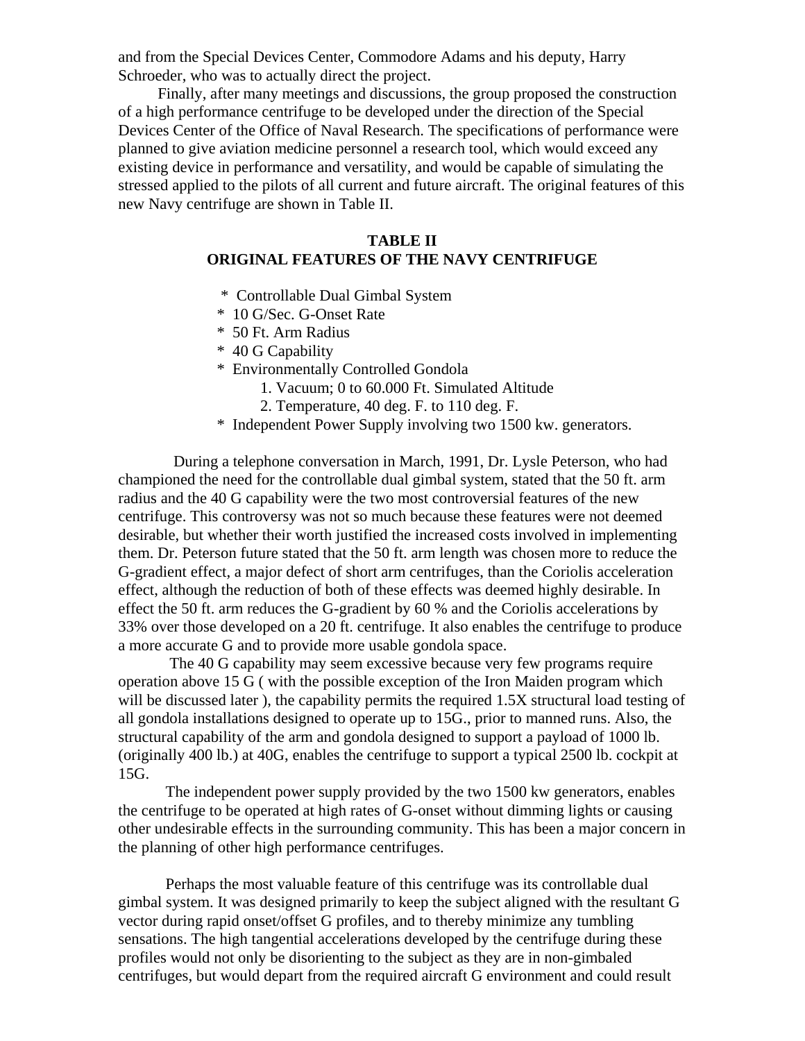and from the Special Devices Center, Commodore Adams and his deputy, Harry Schroeder, who was to actually direct the project.

Finally, after many meetings and discussions, the group proposed the construction of a high performance centrifuge to be developed under the direction of the Special Devices Center of the Office of Naval Research. The specifications of performance were planned to give aviation medicine personnel a research tool, which would exceed any existing device in performance and versatility, and would be capable of simulating the stressed applied to the pilots of all current and future aircraft. The original features of this new Navy centrifuge are shown in Table II.

**TABLE II**
**ORIGINAL FEATURES OF THE NAVY CENTRIFUGE**

- Controllable Dual Gimbal System
- 10 G/Sec. G-Onset Rate
- 50 Ft. Arm Radius
- 40 G Capability
- Environmentally Controlled Gondola
    1. Vacuum; 0 to 60.000 Ft. Simulated Altitude
    2. Temperature, 40 deg. F. to 110 deg. F.
- Independent Power Supply involving two 1500 kw. generators.

During a telephone conversation in March, 1991, Dr. Lysle Peterson, who had championed the need for the controllable dual gimbal system, stated that the 50 ft. arm radius and the 40 G capability were the two most controversial features of the new centrifuge. This controversy was not so much because these features were not deemed desirable, but whether their worth justified the increased costs involved in implementing them. Dr. Peterson future stated that the 50 ft. arm length was chosen more to reduce the G-gradient effect, a major defect of short arm centrifuges, than the Coriolis acceleration effect, although the reduction of both of these effects was deemed highly desirable. In effect the 50 ft. arm reduces the G-gradient by 60 % and the Coriolis accelerations by 33% over those developed on a 20 ft. centrifuge. It also enables the centrifuge to produce a more accurate G and to provide more usable gondola space.

The 40 G capability may seem excessive because very few programs require operation above 15 G ( with the possible exception of the Iron Maiden program which will be discussed later ), the capability permits the required 1.5X structural load testing of all gondola installations designed to operate up to 15G., prior to manned runs. Also, the structural capability of the arm and gondola designed to support a payload of 1000 lb. (originally 400 lb.) at 40G, enables the centrifuge to support a typical 2500 lb. cockpit at 15G.

The independent power supply provided by the two 1500 kw generators, enables the centrifuge to be operated at high rates of G-onset without dimming lights or causing other undesirable effects in the surrounding community. This has been a major concern in the planning of other high performance centrifuges.

Perhaps the most valuable feature of this centrifuge was its controllable dual gimbal system. It was designed primarily to keep the subject aligned with the resultant G vector during rapid onset/offset G profiles, and to thereby minimize any tumbling sensations. The high tangential accelerations developed by the centrifuge during these profiles would not only be disorienting to the subject as they are in non-gimbaled centrifuges, but would depart from the required aircraft G environment and could result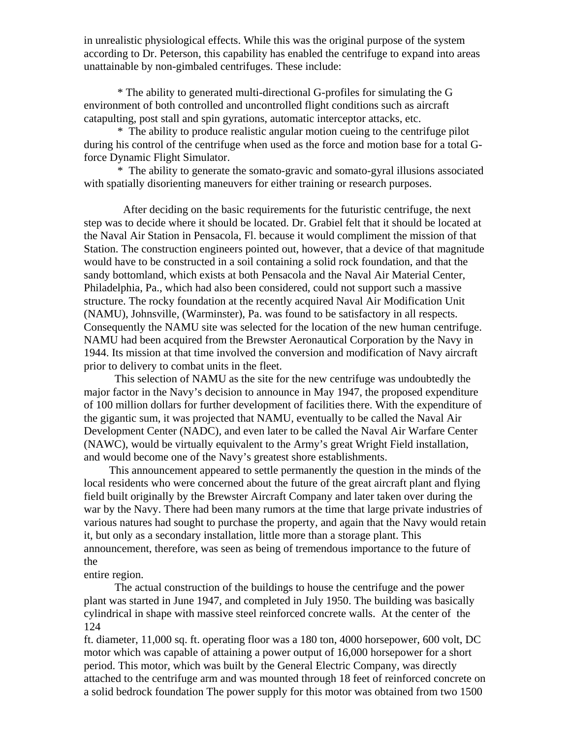in unrealistic physiological effects. While this was the original purpose of the system according to Dr. Peterson, this capability has enabled the centrifuge to expand into areas unattainable by non-gimbaled centrifuges. These include:

* The ability to generated multi-directional G-profiles for simulating the G environment of both controlled and uncontrolled flight conditions such as aircraft catapulting, post stall and spin gyrations, automatic interceptor attacks, etc.
* The ability to produce realistic angular motion cueing to the centrifuge pilot during his control of the centrifuge when used as the force and motion base for a total G-force Dynamic Flight Simulator.
* The ability to generate the somato-gravic and somato-gyral illusions associated with spatially disorienting maneuvers for either training or research purposes.

After deciding on the basic requirements for the futuristic centrifuge, the next step was to decide where it should be located. Dr. Grabiel felt that it should be located at the Naval Air Station in Pensacola, Fl. because it would compliment the mission of that Station. The construction engineers pointed out, however, that a device of that magnitude would have to be constructed in a soil containing a solid rock foundation, and that the sandy bottomland, which exists at both Pensacola and the Naval Air Material Center, Philadelphia, Pa., which had also been considered, could not support such a massive structure. The rocky foundation at the recently acquired Naval Air Modification Unit (NAMU), Johnsville, (Warminster), Pa. was found to be satisfactory in all respects. Consequently the NAMU site was selected for the location of the new human centrifuge. NAMU had been acquired from the Brewster Aeronautical Corporation by the Navy in 1944. Its mission at that time involved the conversion and modification of Navy aircraft prior to delivery to combat units in the fleet.

This selection of NAMU as the site for the new centrifuge was undoubtedly the major factor in the Navy's decision to announce in May 1947, the proposed expenditure of 100 million dollars for further development of facilities there. With the expenditure of the gigantic sum, it was projected that NAMU, eventually to be called the Naval Air Development Center (NADC), and even later to be called the Naval Air Warfare Center (NAWC), would be virtually equivalent to the Army's great Wright Field installation, and would become one of the Navy's greatest shore establishments.

This announcement appeared to settle permanently the question in the minds of the local residents who were concerned about the future of the great aircraft plant and flying field built originally by the Brewster Aircraft Company and later taken over during the war by the Navy. There had been many rumors at the time that large private industries of various natures had sought to purchase the property, and again that the Navy would retain it, but only as a secondary installation, little more than a storage plant. This announcement, therefore, was seen as being of tremendous importance to the future of the entire region.

The actual construction of the buildings to house the centrifuge and the power plant was started in June 1947, and completed in July 1950. The building was basically cylindrical in shape with massive steel reinforced concrete walls. At the center of the 124 ft. diameter, 11,000 sq. ft. operating floor was a 180 ton, 4000 horsepower, 600 volt, DC motor which was capable of attaining a power output of 16,000 horsepower for a short period. This motor, which was built by the General Electric Company, was directly attached to the centrifuge arm and was mounted through 18 feet of reinforced concrete on a solid bedrock foundation The power supply for this motor was obtained from two 1500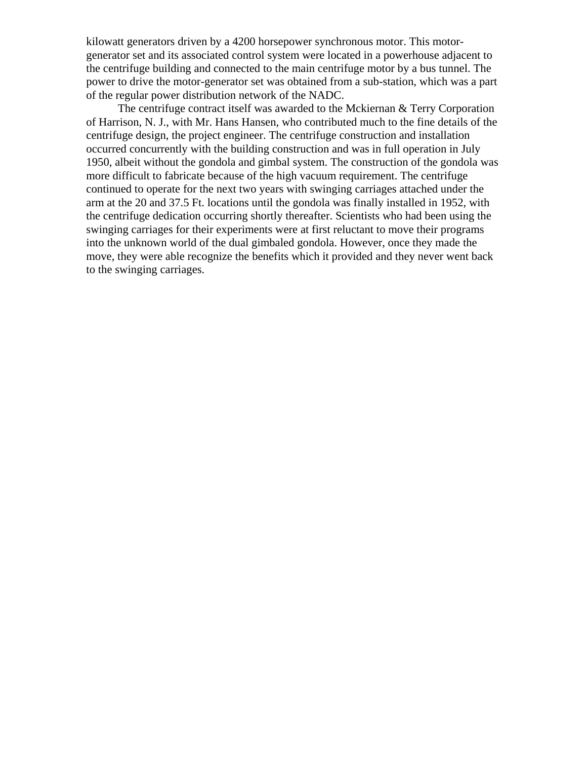kilowatt generators driven by a 4200 horsepower synchronous motor. This motor-generator set and its associated control system were located in a powerhouse adjacent to the centrifuge building and connected to the main centrifuge motor by a bus tunnel. The power to drive the motor-generator set was obtained from a sub-station, which was a part of the regular power distribution network of the NADC.

The centrifuge contract itself was awarded to the Mckiernan & Terry Corporation of Harrison, N. J., with Mr. Hans Hansen, who contributed much to the fine details of the centrifuge design, the project engineer. The centrifuge construction and installation occurred concurrently with the building construction and was in full operation in July 1950, albeit without the gondola and gimbal system. The construction of the gondola was more difficult to fabricate because of the high vacuum requirement. The centrifuge continued to operate for the next two years with swinging carriages attached under the arm at the 20 and 37.5 Ft. locations until the gondola was finally installed in 1952, with the centrifuge dedication occurring shortly thereafter. Scientists who had been using the swinging carriages for their experiments were at first reluctant to move their programs into the unknown world of the dual gimbaled gondola. However, once they made the move, they were able recognize the benefits which it provided and they never went back to the swinging carriages.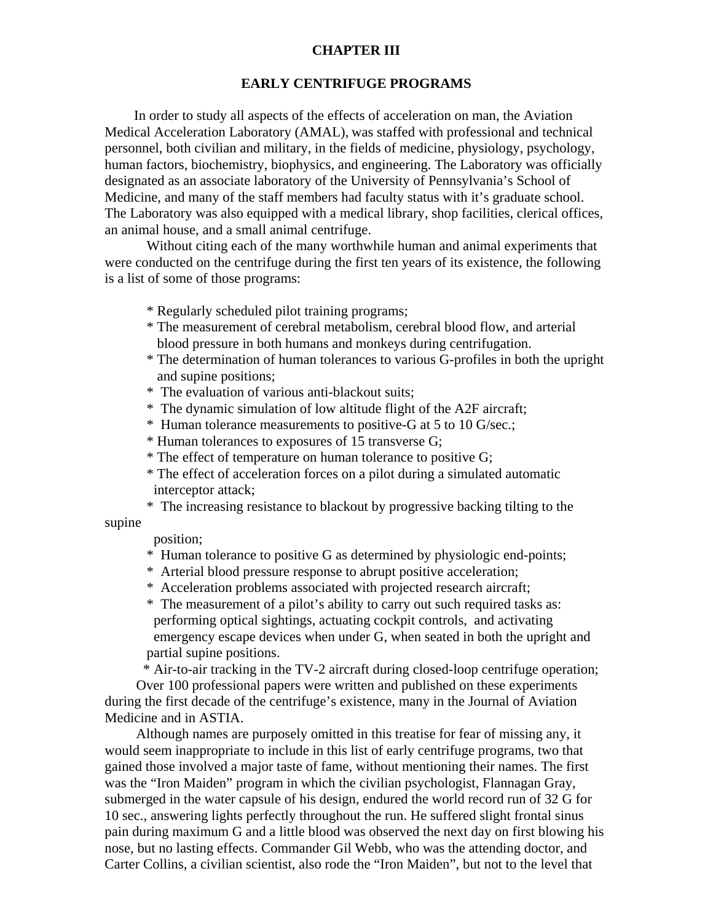# CHAPTER III

## EARLY CENTRIFUGE PROGRAMS

In order to study all aspects of the effects of acceleration on man, the Aviation Medical Acceleration Laboratory (AMAL), was staffed with professional and technical personnel, both civilian and military, in the fields of medicine, physiology, psychology, human factors, biochemistry, biophysics, and engineering. The Laboratory was officially designated as an associate laboratory of the University of Pennsylvania's School of Medicine, and many of the staff members had faculty status with it's graduate school. The Laboratory was also equipped with a medical library, shop facilities, clerical offices, an animal house, and a small animal centrifuge.

Without citing each of the many worthwhile human and animal experiments that were conducted on the centrifuge during the first ten years of its existence, the following is a list of some of those programs:

* Regularly scheduled pilot training programs;
* The measurement of cerebral metabolism, cerebral blood flow, and arterial blood pressure in both humans and monkeys during centrifugation.
* The determination of human tolerances to various G-profiles in both the upright and supine positions;
* The evaluation of various anti-blackout suits;
* The dynamic simulation of low altitude flight of the A2F aircraft;
* Human tolerance measurements to positive-G at 5 to 10 G/sec.;
* Human tolerances to exposures of 15 transverse G;
* The effect of temperature on human tolerance to positive G;
* The effect of acceleration forces on a pilot during a simulated automatic interceptor attack;
* The increasing resistance to blackout by progressive backing tilting to the supine position;
* Human tolerance to positive G as determined by physiologic end-points;
* Arterial blood pressure response to abrupt positive acceleration;
* Acceleration problems associated with projected research aircraft;
* The measurement of a pilot's ability to carry out such required tasks as: performing optical sightings, actuating cockpit controls, and activating emergency escape devices when under G, when seated in both the upright and partial supine positions.
* Air-to-air tracking in the TV-2 aircraft during closed-loop centrifuge operation;

Over 100 professional papers were written and published on these experiments during the first decade of the centrifuge's existence, many in the Journal of Aviation Medicine and in ASTIA.

Although names are purposely omitted in this treatise for fear of missing any, it would seem inappropriate to include in this list of early centrifuge programs, two that gained those involved a major taste of fame, without mentioning their names. The first was the "Iron Maiden" program in which the civilian psychologist, Flannagan Gray, submerged in the water capsule of his design, endured the world record run of 32 G for 10 sec., answering lights perfectly throughout the run. He suffered slight frontal sinus pain during maximum G and a little blood was observed the next day on first blowing his nose, but no lasting effects. Commander Gil Webb, who was the attending doctor, and Carter Collins, a civilian scientist, also rode the "Iron Maiden", but not to the level that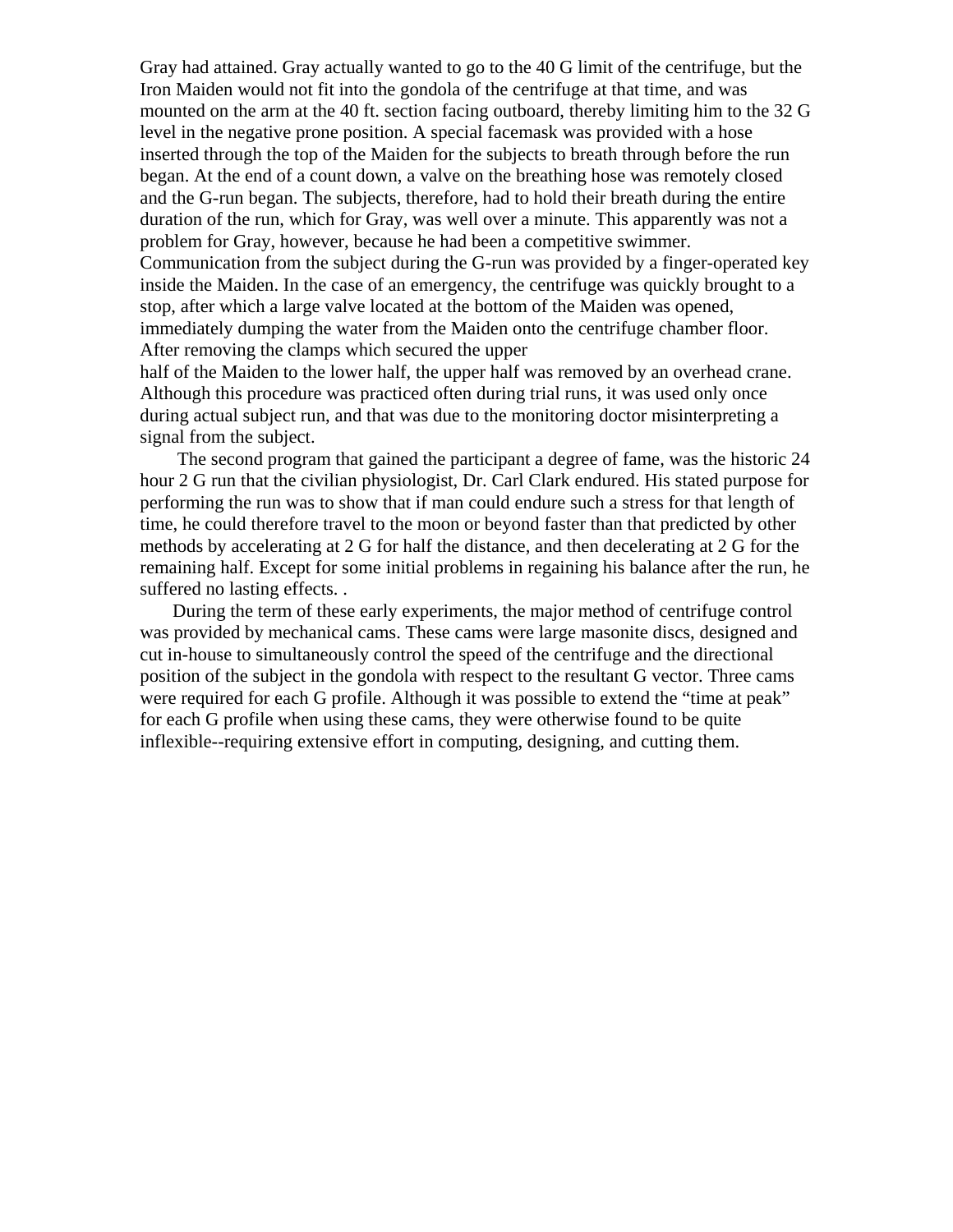Gray had attained. Gray actually wanted to go to the 40 G limit of the centrifuge, but the Iron Maiden would not fit into the gondola of the centrifuge at that time, and was mounted on the arm at the 40 ft. section facing outboard, thereby limiting him to the 32 G level in the negative prone position. A special facemask was provided with a hose inserted through the top of the Maiden for the subjects to breath through before the run began. At the end of a count down, a valve on the breathing hose was remotely closed and the G-run began. The subjects, therefore, had to hold their breath during the entire duration of the run, which for Gray, was well over a minute. This apparently was not a problem for Gray, however, because he had been a competitive swimmer. Communication from the subject during the G-run was provided by a finger-operated key inside the Maiden. In the case of an emergency, the centrifuge was quickly brought to a stop, after which a large valve located at the bottom of the Maiden was opened, immediately dumping the water from the Maiden onto the centrifuge chamber floor. After removing the clamps which secured the upper half of the Maiden to the lower half, the upper half was removed by an overhead crane. Although this procedure was practiced often during trial runs, it was used only once during actual subject run, and that was due to the monitoring doctor misinterpreting a signal from the subject.

The second program that gained the participant a degree of fame, was the historic 24 hour 2 G run that the civilian physiologist, Dr. Carl Clark endured. His stated purpose for performing the run was to show that if man could endure such a stress for that length of time, he could therefore travel to the moon or beyond faster than that predicted by other methods by accelerating at 2 G for half the distance, and then decelerating at 2 G for the remaining half. Except for some initial problems in regaining his balance after the run, he suffered no lasting effects. .

During the term of these early experiments, the major method of centrifuge control was provided by mechanical cams. These cams were large masonite discs, designed and cut in-house to simultaneously control the speed of the centrifuge and the directional position of the subject in the gondola with respect to the resultant G vector. Three cams were required for each G profile. Although it was possible to extend the "time at peak" for each G profile when using these cams, they were otherwise found to be quite inflexible--requiring extensive effort in computing, designing, and cutting them.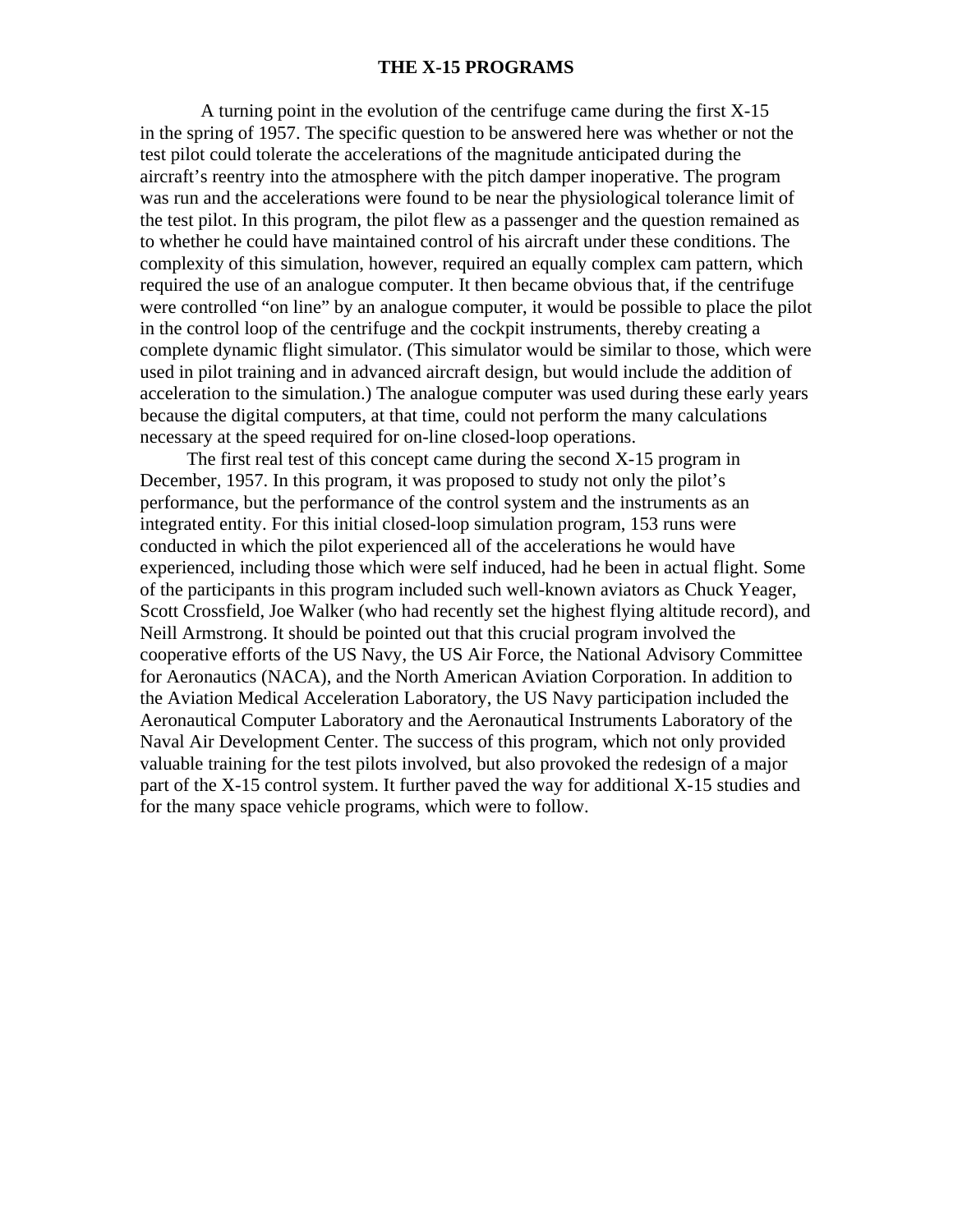**THE X-15 PROGRAMS**

A turning point in the evolution of the centrifuge came during the first X-15 in the spring of 1957. The specific question to be answered here was whether or not the test pilot could tolerate the accelerations of the magnitude anticipated during the aircraft's reentry into the atmosphere with the pitch damper inoperative. The program was run and the accelerations were found to be near the physiological tolerance limit of the test pilot. In this program, the pilot flew as a passenger and the question remained as to whether he could have maintained control of his aircraft under these conditions. The complexity of this simulation, however, required an equally complex cam pattern, which required the use of an analogue computer. It then became obvious that, if the centrifuge were controlled "on line" by an analogue computer, it would be possible to place the pilot in the control loop of the centrifuge and the cockpit instruments, thereby creating a complete dynamic flight simulator. (This simulator would be similar to those, which were used in pilot training and in advanced aircraft design, but would include the addition of acceleration to the simulation.) The analogue computer was used during these early years because the digital computers, at that time, could not perform the many calculations necessary at the speed required for on-line closed-loop operations.

The first real test of this concept came during the second X-15 program in December, 1957. In this program, it was proposed to study not only the pilot's performance, but the performance of the control system and the instruments as an integrated entity. For this initial closed-loop simulation program, 153 runs were conducted in which the pilot experienced all of the accelerations he would have experienced, including those which were self induced, had he been in actual flight. Some of the participants in this program included such well-known aviators as Chuck Yeager, Scott Crossfield, Joe Walker (who had recently set the highest flying altitude record), and Neill Armstrong. It should be pointed out that this crucial program involved the cooperative efforts of the US Navy, the US Air Force, the National Advisory Committee for Aeronautics (NACA), and the North American Aviation Corporation. In addition to the Aviation Medical Acceleration Laboratory, the US Navy participation included the Aeronautical Computer Laboratory and the Aeronautical Instruments Laboratory of the Naval Air Development Center. The success of this program, which not only provided valuable training for the test pilots involved, but also provoked the redesign of a major part of the X-15 control system. It further paved the way for additional X-15 studies and for the many space vehicle programs, which were to follow.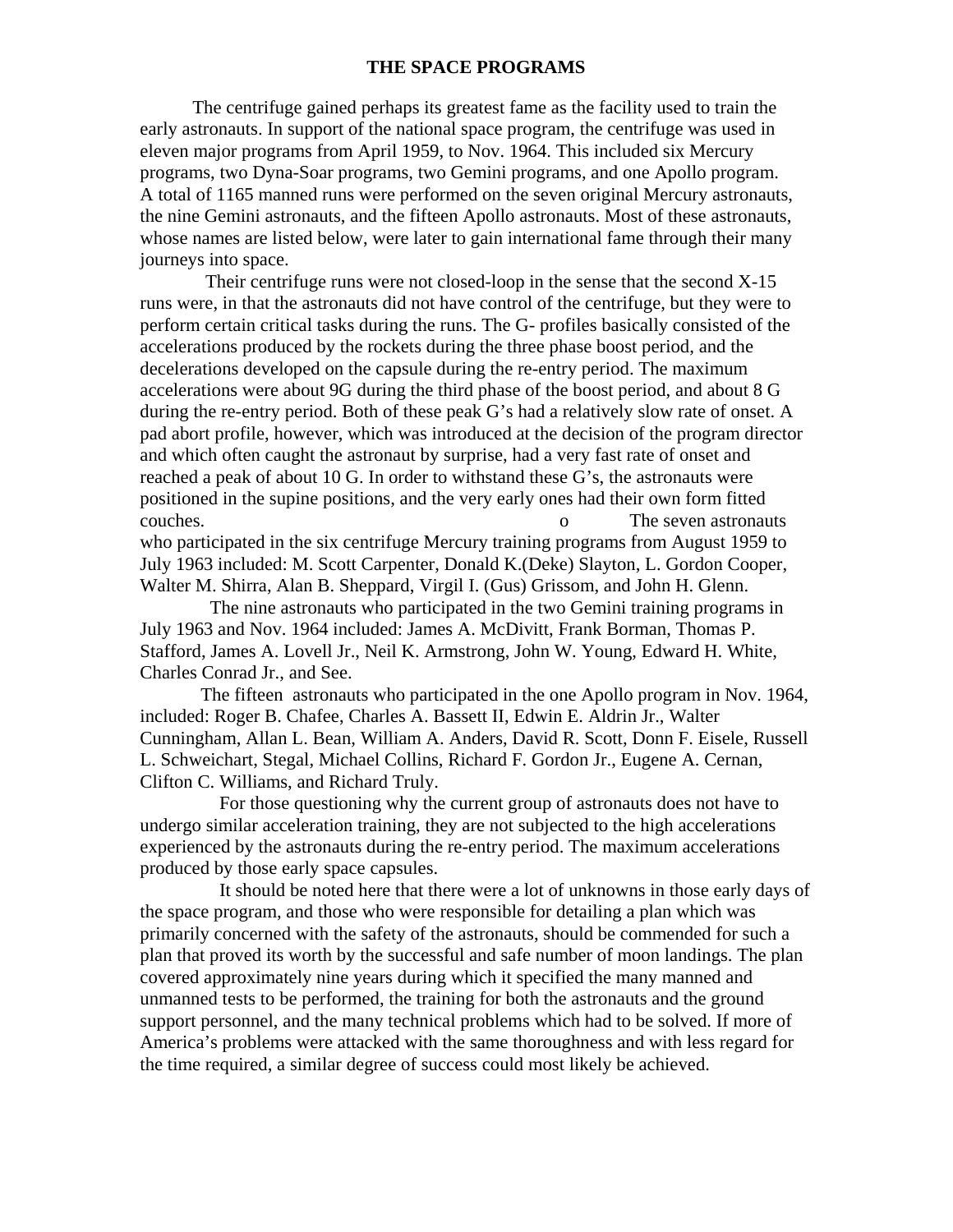# THE SPACE PROGRAMS

The centrifuge gained perhaps its greatest fame as the facility used to train the early astronauts. In support of the national space program, the centrifuge was used in eleven major programs from April 1959, to Nov. 1964. This included six Mercury programs, two Dyna-Soar programs, two Gemini programs, and one Apollo program. A total of 1165 manned runs were performed on the seven original Mercury astronauts, the nine Gemini astronauts, and the fifteen Apollo astronauts. Most of these astronauts, whose names are listed below, were later to gain international fame through their many journeys into space.

Their centrifuge runs were not closed-loop in the sense that the second X-15 runs were, in that the astronauts did not have control of the centrifuge, but they were to perform certain critical tasks during the runs. The G- profiles basically consisted of the accelerations produced by the rockets during the three phase boost period, and the decelerations developed on the capsule during the re-entry period. The maximum accelerations were about 9G during the third phase of the boost period, and about 8 G during the re-entry period. Both of these peak G's had a relatively slow rate of onset. A pad abort profile, however, which was introduced at the decision of the program director and which often caught the astronaut by surprise, had a very fast rate of onset and reached a peak of about 10 G. In order to withstand these G's, the astronauts were positioned in the supine positions, and the very early ones had their own form fitted couches. o The seven astronauts who participated in the six centrifuge Mercury training programs from August 1959 to July 1963 included: M. Scott Carpenter, Donald K.(Deke) Slayton, L. Gordon Cooper, Walter M. Shirra, Alan B. Sheppard, Virgil I. (Gus) Grissom, and John H. Glenn.

The nine astronauts who participated in the two Gemini training programs in July 1963 and Nov. 1964 included: James A. McDivitt, Frank Borman, Thomas P. Stafford, James A. Lovell Jr., Neil K. Armstrong, John W. Young, Edward H. White, Charles Conrad Jr., and See.

The fifteen astronauts who participated in the one Apollo program in Nov. 1964, included: Roger B. Chafee, Charles A. Bassett II, Edwin E. Aldrin Jr., Walter Cunningham, Allan L. Bean, William A. Anders, David R. Scott, Donn F. Eisele, Russell L. Schweichart, Stegal, Michael Collins, Richard F. Gordon Jr., Eugene A. Cernan, Clifton C. Williams, and Richard Truly.

For those questioning why the current group of astronauts does not have to undergo similar acceleration training, they are not subjected to the high accelerations experienced by the astronauts during the re-entry period. The maximum accelerations produced by those early space capsules.

It should be noted here that there were a lot of unknowns in those early days of the space program, and those who were responsible for detailing a plan which was primarily concerned with the safety of the astronauts, should be commended for such a plan that proved its worth by the successful and safe number of moon landings. The plan covered approximately nine years during which it specified the many manned and unmanned tests to be performed, the training for both the astronauts and the ground support personnel, and the many technical problems which had to be solved. If more of America's problems were attacked with the same thoroughness and with less regard for the time required, a similar degree of success could most likely be achieved.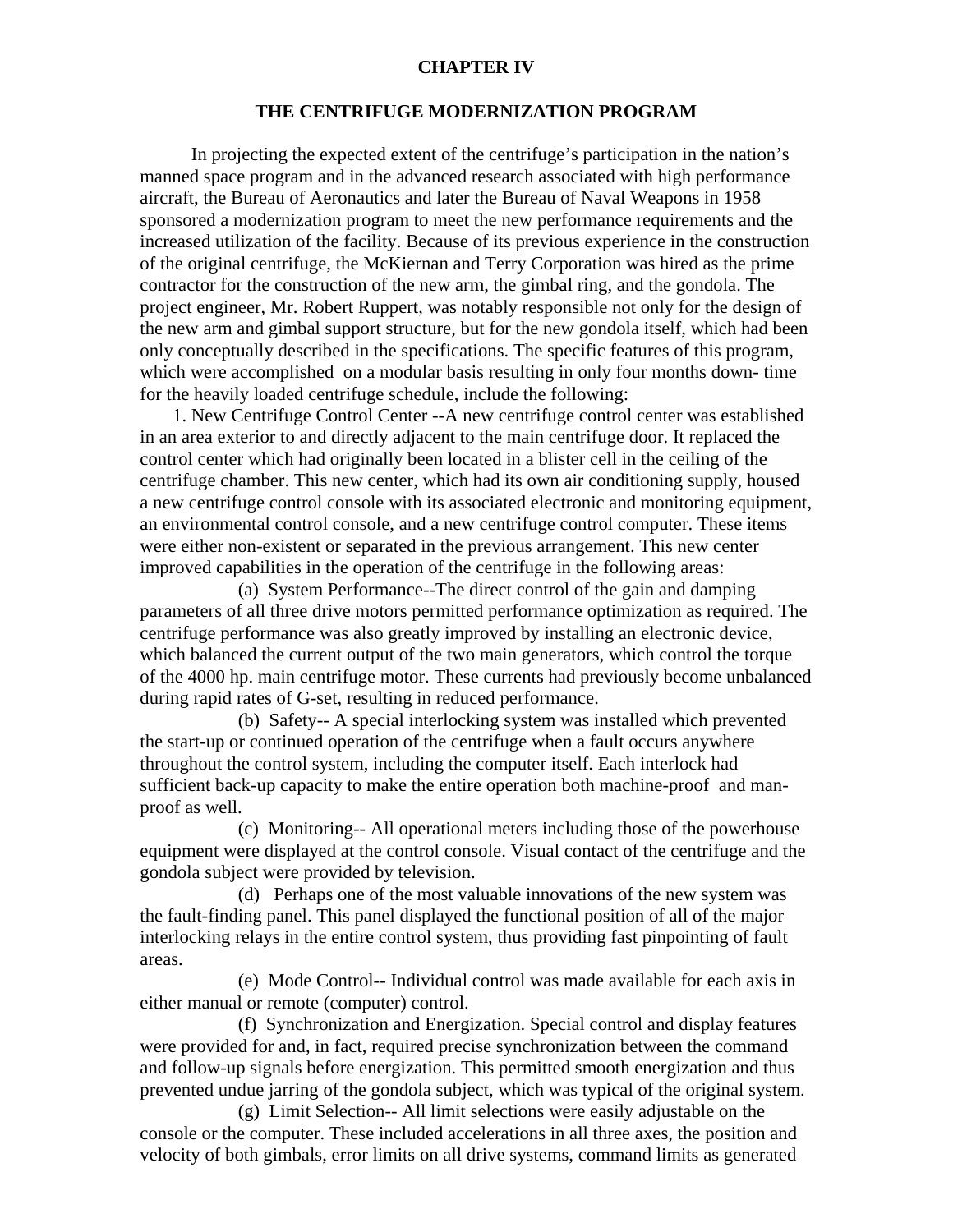# CHAPTER IV

## THE CENTRIFUGE MODERNIZATION PROGRAM

In projecting the expected extent of the centrifuge's participation in the nation's manned space program and in the advanced research associated with high performance aircraft, the Bureau of Aeronautics and later the Bureau of Naval Weapons in 1958 sponsored a modernization program to meet the new performance requirements and the increased utilization of the facility. Because of its previous experience in the construction of the original centrifuge, the McKiernan and Terry Corporation was hired as the prime contractor for the construction of the new arm, the gimbal ring, and the gondola. The project engineer, Mr. Robert Ruppert, was notably responsible not only for the design of the new arm and gimbal support structure, but for the new gondola itself, which had been only conceptually described in the specifications. The specific features of this program, which were accomplished on a modular basis resulting in only four months down- time for the heavily loaded centrifuge schedule, include the following:

1. New Centrifuge Control Center --A new centrifuge control center was established in an area exterior to and directly adjacent to the main centrifuge door. It replaced the control center which had originally been located in a blister cell in the ceiling of the centrifuge chamber. This new center, which had its own air conditioning supply, housed a new centrifuge control console with its associated electronic and monitoring equipment, an environmental control console, and a new centrifuge control computer. These items were either non-existent or separated in the previous arrangement. This new center improved capabilities in the operation of the centrifuge in the following areas:

   (a) System Performance--The direct control of the gain and damping parameters of all three drive motors permitted performance optimization as required. The centrifuge performance was also greatly improved by installing an electronic device, which balanced the current output of the two main generators, which control the torque of the 4000 hp. main centrifuge motor. These currents had previously become unbalanced during rapid rates of G-set, resulting in reduced performance.

   (b) Safety-- A special interlocking system was installed which prevented the start-up or continued operation of the centrifuge when a fault occurs anywhere throughout the control system, including the computer itself. Each interlock had sufficient back-up capacity to make the entire operation both machine-proof and man-proof as well.

   (c) Monitoring-- All operational meters including those of the powerhouse equipment were displayed at the control console. Visual contact of the centrifuge and the gondola subject were provided by television.

   (d) Perhaps one of the most valuable innovations of the new system was the fault-finding panel. This panel displayed the functional position of all of the major interlocking relays in the entire control system, thus providing fast pinpointing of fault areas.

   (e) Mode Control-- Individual control was made available for each axis in either manual or remote (computer) control.

   (f) Synchronization and Energization. Special control and display features were provided for and, in fact, required precise synchronization between the command and follow-up signals before energization. This permitted smooth energization and thus prevented undue jarring of the gondola subject, which was typical of the original system.

   (g) Limit Selection-- All limit selections were easily adjustable on the console or the computer. These included accelerations in all three axes, the position and velocity of both gimbals, error limits on all drive systems, command limits as generated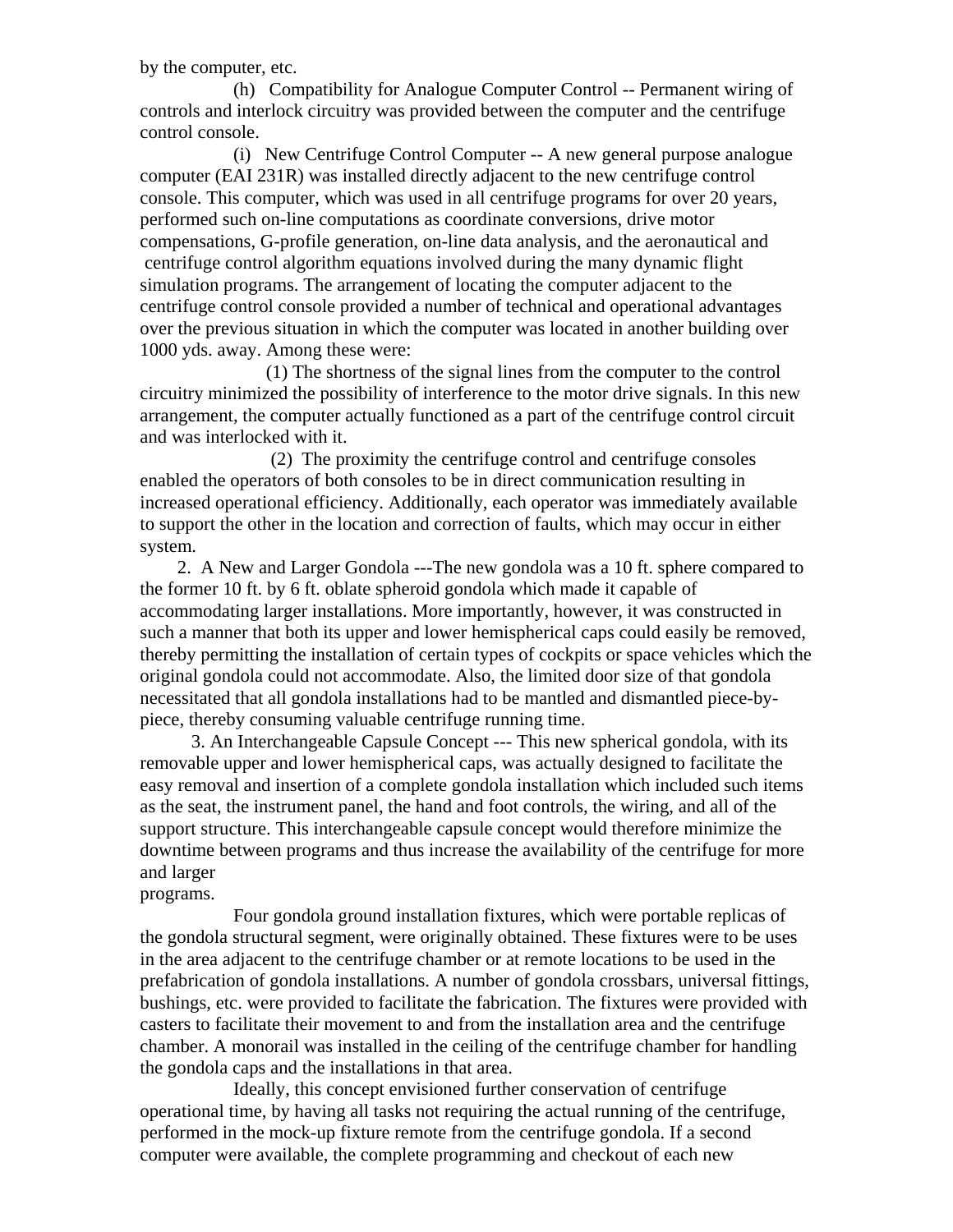by the computer, etc.

(h) Compatibility for Analogue Computer Control -- Permanent wiring of controls and interlock circuitry was provided between the computer and the centrifuge control console.

(i) New Centrifuge Control Computer -- A new general purpose analogue computer (EAI 231R) was installed directly adjacent to the new centrifuge control console. This computer, which was used in all centrifuge programs for over 20 years, performed such on-line computations as coordinate conversions, drive motor compensations, G-profile generation, on-line data analysis, and the aeronautical and centrifuge control algorithm equations involved during the many dynamic flight simulation programs. The arrangement of locating the computer adjacent to the centrifuge control console provided a number of technical and operational advantages over the previous situation in which the computer was located in another building over 1000 yds. away. Among these were:

(1) The shortness of the signal lines from the computer to the control circuitry minimized the possibility of interference to the motor drive signals. In this new arrangement, the computer actually functioned as a part of the centrifuge control circuit and was interlocked with it.

(2) The proximity the centrifuge control and centrifuge consoles enabled the operators of both consoles to be in direct communication resulting in increased operational efficiency. Additionally, each operator was immediately available to support the other in the location and correction of faults, which may occur in either system.

2. A New and Larger Gondola ---The new gondola was a 10 ft. sphere compared to the former 10 ft. by 6 ft. oblate spheroid gondola which made it capable of accommodating larger installations. More importantly, however, it was constructed in such a manner that both its upper and lower hemispherical caps could easily be removed, thereby permitting the installation of certain types of cockpits or space vehicles which the original gondola could not accommodate. Also, the limited door size of that gondola necessitated that all gondola installations had to be mantled and dismantled piece-by-piece, thereby consuming valuable centrifuge running time.

3. An Interchangeable Capsule Concept --- This new spherical gondola, with its removable upper and lower hemispherical caps, was actually designed to facilitate the easy removal and insertion of a complete gondola installation which included such items as the seat, the instrument panel, the hand and foot controls, the wiring, and all of the support structure. This interchangeable capsule concept would therefore minimize the downtime between programs and thus increase the availability of the centrifuge for more and larger programs.

Four gondola ground installation fixtures, which were portable replicas of the gondola structural segment, were originally obtained. These fixtures were to be uses in the area adjacent to the centrifuge chamber or at remote locations to be used in the prefabrication of gondola installations. A number of gondola crossbars, universal fittings, bushings, etc. were provided to facilitate the fabrication. The fixtures were provided with casters to facilitate their movement to and from the installation area and the centrifuge chamber. A monorail was installed in the ceiling of the centrifuge chamber for handling the gondola caps and the installations in that area.

Ideally, this concept envisioned further conservation of centrifuge operational time, by having all tasks not requiring the actual running of the centrifuge, performed in the mock-up fixture remote from the centrifuge gondola. If a second computer were available, the complete programming and checkout of each new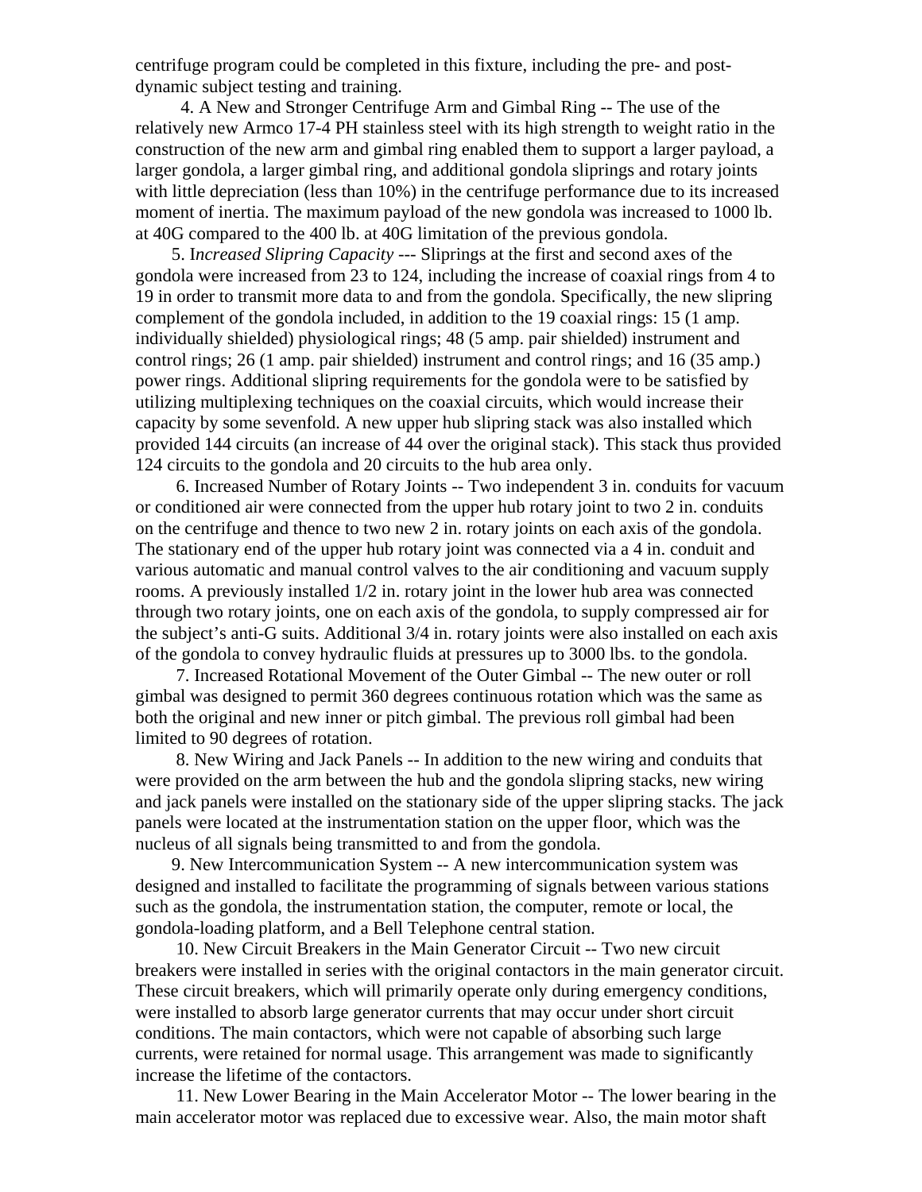centrifuge program could be completed in this fixture, including the pre- and post-dynamic subject testing and training.

4. A New and Stronger Centrifuge Arm and Gimbal Ring -- The use of the relatively new Armco 17-4 PH stainless steel with its high strength to weight ratio in the construction of the new arm and gimbal ring enabled them to support a larger payload, a larger gondola, a larger gimbal ring, and additional gondola sliprings and rotary joints with little depreciation (less than 10%) in the centrifuge performance due to its increased moment of inertia. The maximum payload of the new gondola was increased to 1000 lb. at 40G compared to the 400 lb. at 40G limitation of the previous gondola.

5. I*ncreased Slipring Capacity* --- Sliprings at the first and second axes of the gondola were increased from 23 to 124, including the increase of coaxial rings from 4 to 19 in order to transmit more data to and from the gondola. Specifically, the new slipring complement of the gondola included, in addition to the 19 coaxial rings: 15 (1 amp. individually shielded) physiological rings; 48 (5 amp. pair shielded) instrument and control rings; 26 (1 amp. pair shielded) instrument and control rings; and 16 (35 amp.) power rings. Additional slipring requirements for the gondola were to be satisfied by utilizing multiplexing techniques on the coaxial circuits, which would increase their capacity by some sevenfold. A new upper hub slipring stack was also installed which provided 144 circuits (an increase of 44 over the original stack). This stack thus provided 124 circuits to the gondola and 20 circuits to the hub area only.

6. Increased Number of Rotary Joints -- Two independent 3 in. conduits for vacuum or conditioned air were connected from the upper hub rotary joint to two 2 in. conduits on the centrifuge and thence to two new 2 in. rotary joints on each axis of the gondola. The stationary end of the upper hub rotary joint was connected via a 4 in. conduit and various automatic and manual control valves to the air conditioning and vacuum supply rooms. A previously installed 1/2 in. rotary joint in the lower hub area was connected through two rotary joints, one on each axis of the gondola, to supply compressed air for the subject's anti-G suits. Additional 3/4 in. rotary joints were also installed on each axis of the gondola to convey hydraulic fluids at pressures up to 3000 lbs. to the gondola.

7. Increased Rotational Movement of the Outer Gimbal -- The new outer or roll gimbal was designed to permit 360 degrees continuous rotation which was the same as both the original and new inner or pitch gimbal. The previous roll gimbal had been limited to 90 degrees of rotation.

8. New Wiring and Jack Panels -- In addition to the new wiring and conduits that were provided on the arm between the hub and the gondola slipring stacks, new wiring and jack panels were installed on the stationary side of the upper slipring stacks. The jack panels were located at the instrumentation station on the upper floor, which was the nucleus of all signals being transmitted to and from the gondola.

9. New Intercommunication System -- A new intercommunication system was designed and installed to facilitate the programming of signals between various stations such as the gondola, the instrumentation station, the computer, remote or local, the gondola-loading platform, and a Bell Telephone central station.

10. New Circuit Breakers in the Main Generator Circuit -- Two new circuit breakers were installed in series with the original contactors in the main generator circuit. These circuit breakers, which will primarily operate only during emergency conditions, were installed to absorb large generator currents that may occur under short circuit conditions. The main contactors, which were not capable of absorbing such large currents, were retained for normal usage. This arrangement was made to significantly increase the lifetime of the contactors.

11. New Lower Bearing in the Main Accelerator Motor -- The lower bearing in the main accelerator motor was replaced due to excessive wear. Also, the main motor shaft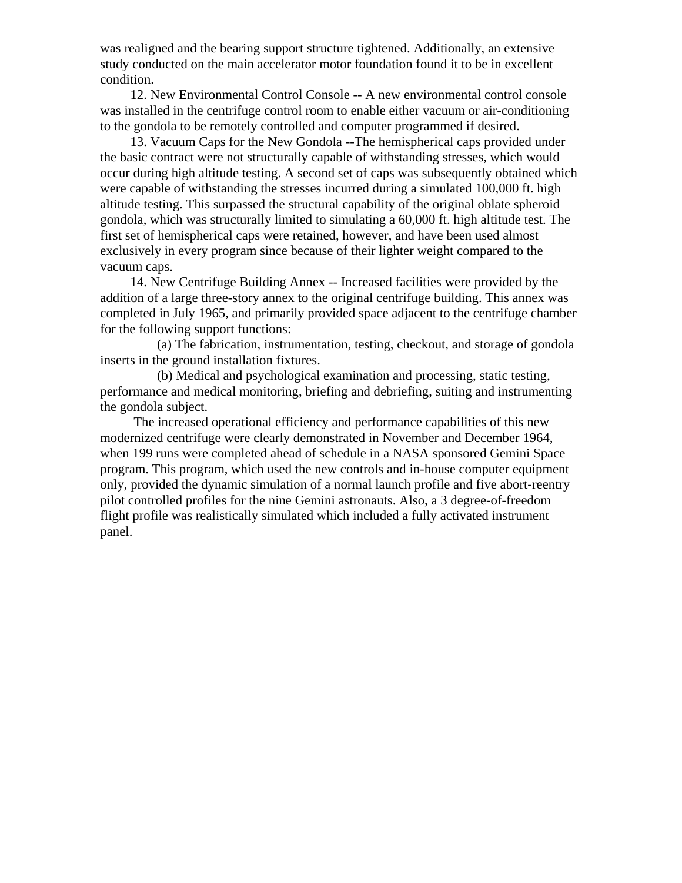was realigned and the bearing support structure tightened. Additionally, an extensive study conducted on the main accelerator motor foundation found it to be in excellent condition.

12. New Environmental Control Console -- A new environmental control console was installed in the centrifuge control room to enable either vacuum or air-conditioning to the gondola to be remotely controlled and computer programmed if desired.

13. Vacuum Caps for the New Gondola --The hemispherical caps provided under the basic contract were not structurally capable of withstanding stresses, which would occur during high altitude testing. A second set of caps was subsequently obtained which were capable of withstanding the stresses incurred during a simulated 100,000 ft. high altitude testing. This surpassed the structural capability of the original oblate spheroid gondola, which was structurally limited to simulating a 60,000 ft. high altitude test. The first set of hemispherical caps were retained, however, and have been used almost exclusively in every program since because of their lighter weight compared to the vacuum caps.

14. New Centrifuge Building Annex -- Increased facilities were provided by the addition of a large three-story annex to the original centrifuge building. This annex was completed in July 1965, and primarily provided space adjacent to the centrifuge chamber for the following support functions:

(a) The fabrication, instrumentation, testing, checkout, and storage of gondola inserts in the ground installation fixtures.

(b) Medical and psychological examination and processing, static testing, performance and medical monitoring, briefing and debriefing, suiting and instrumenting the gondola subject.

The increased operational efficiency and performance capabilities of this new modernized centrifuge were clearly demonstrated in November and December 1964, when 199 runs were completed ahead of schedule in a NASA sponsored Gemini Space program. This program, which used the new controls and in-house computer equipment only, provided the dynamic simulation of a normal launch profile and five abort-reentry pilot controlled profiles for the nine Gemini astronauts. Also, a 3 degree-of-freedom flight profile was realistically simulated which included a fully activated instrument panel.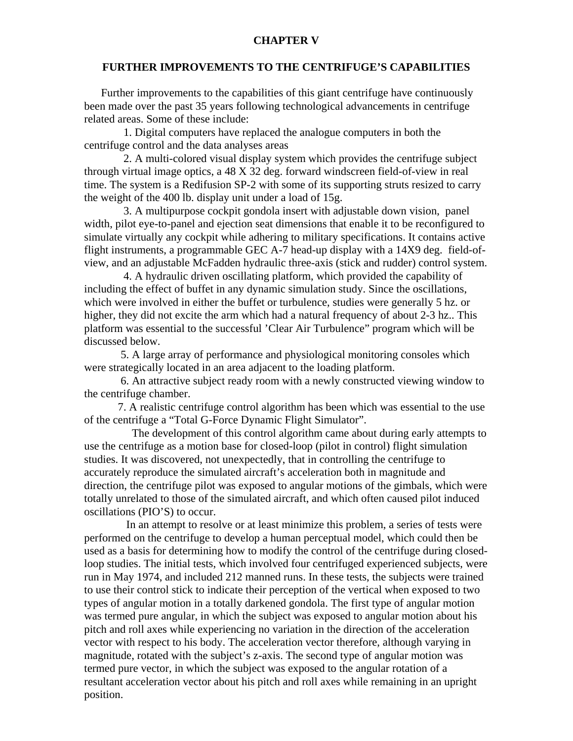# CHAPTER V

## FURTHER IMPROVEMENTS TO THE CENTRIFUGE'S CAPABILITIES

Further improvements to the capabilities of this giant centrifuge have continuously been made over the past 35 years following technological advancements in centrifuge related areas. Some of these include:

1. Digital computers have replaced the analogue computers in both the centrifuge control and the data analyses areas
2. A multi-colored visual display system which provides the centrifuge subject through virtual image optics, a 48 X 32 deg. forward windscreen field-of-view in real time. The system is a Redifusion SP-2 with some of its supporting struts resized to carry the weight of the 400 lb. display unit under a load of 15g.
3. A multipurpose cockpit gondola insert with adjustable down vision, panel width, pilot eye-to-panel and ejection seat dimensions that enable it to be reconfigured to simulate virtually any cockpit while adhering to military specifications. It contains active flight instruments, a programmable GEC A-7 head-up display with a 14X9 deg. field-of-view, and an adjustable McFadden hydraulic three-axis (stick and rudder) control system.
4. A hydraulic driven oscillating platform, which provided the capability of including the effect of buffet in any dynamic simulation study. Since the oscillations, which were involved in either the buffet or turbulence, studies were generally 5 hz. or higher, they did not excite the arm which had a natural frequency of about 2-3 hz.. This platform was essential to the successful 'Clear Air Turbulence" program which will be discussed below.
5. A large array of performance and physiological monitoring consoles which were strategically located in an area adjacent to the loading platform.
6. An attractive subject ready room with a newly constructed viewing window to the centrifuge chamber.
7. A realistic centrifuge control algorithm has been which was essential to the use of the centrifuge a "Total G-Force Dynamic Flight Simulator".

The development of this control algorithm came about during early attempts to use the centrifuge as a motion base for closed-loop (pilot in control) flight simulation studies. It was discovered, not unexpectedly, that in controlling the centrifuge to accurately reproduce the simulated aircraft's acceleration both in magnitude and direction, the centrifuge pilot was exposed to angular motions of the gimbals, which were totally unrelated to those of the simulated aircraft, and which often caused pilot induced oscillations (PIO'S) to occur.

In an attempt to resolve or at least minimize this problem, a series of tests were performed on the centrifuge to develop a human perceptual model, which could then be used as a basis for determining how to modify the control of the centrifuge during closed-loop studies. The initial tests, which involved four centrifuged experienced subjects, were run in May 1974, and included 212 manned runs. In these tests, the subjects were trained to use their control stick to indicate their perception of the vertical when exposed to two types of angular motion in a totally darkened gondola. The first type of angular motion was termed pure angular, in which the subject was exposed to angular motion about his pitch and roll axes while experiencing no variation in the direction of the acceleration vector with respect to his body. The acceleration vector therefore, although varying in magnitude, rotated with the subject's z-axis. The second type of angular motion was termed pure vector, in which the subject was exposed to the angular rotation of a resultant acceleration vector about his pitch and roll axes while remaining in an upright position.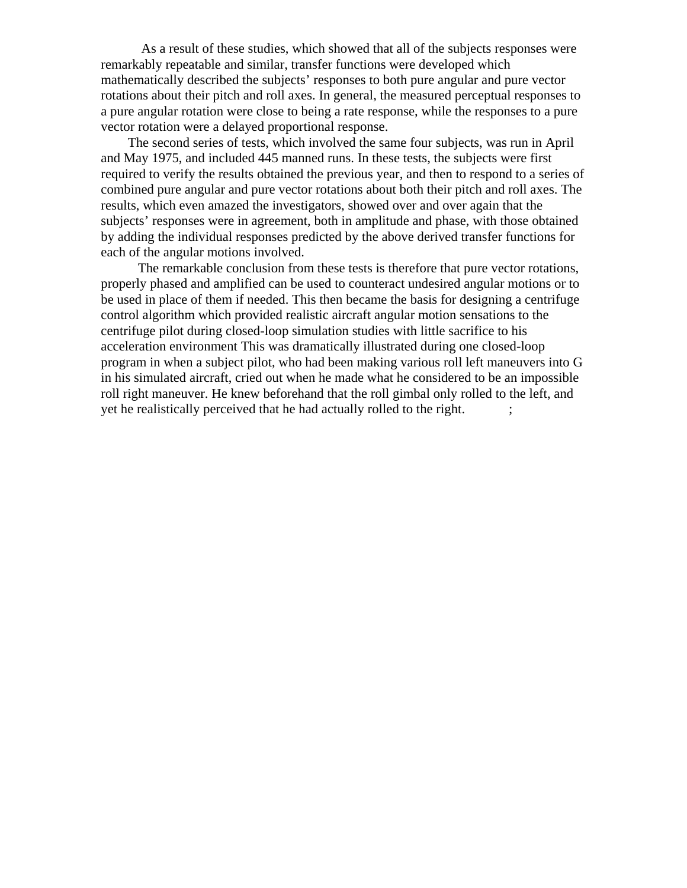As a result of these studies, which showed that all of the subjects responses were remarkably repeatable and similar, transfer functions were developed which mathematically described the subjects' responses to both pure angular and pure vector rotations about their pitch and roll axes. In general, the measured perceptual responses to a pure angular rotation were close to being a rate response, while the responses to a pure vector rotation were a delayed proportional response.

The second series of tests, which involved the same four subjects, was run in April and May 1975, and included 445 manned runs. In these tests, the subjects were first required to verify the results obtained the previous year, and then to respond to a series of combined pure angular and pure vector rotations about both their pitch and roll axes. The results, which even amazed the investigators, showed over and over again that the subjects' responses were in agreement, both in amplitude and phase, with those obtained by adding the individual responses predicted by the above derived transfer functions for each of the angular motions involved.

The remarkable conclusion from these tests is therefore that pure vector rotations, properly phased and amplified can be used to counteract undesired angular motions or to be used in place of them if needed. This then became the basis for designing a centrifuge control algorithm which provided realistic aircraft angular motion sensations to the centrifuge pilot during closed-loop simulation studies with little sacrifice to his acceleration environment This was dramatically illustrated during one closed-loop program in when a subject pilot, who had been making various roll left maneuvers into G in his simulated aircraft, cried out when he made what he considered to be an impossible roll right maneuver. He knew beforehand that the roll gimbal only rolled to the left, and yet he realistically perceived that he had actually rolled to the right. ;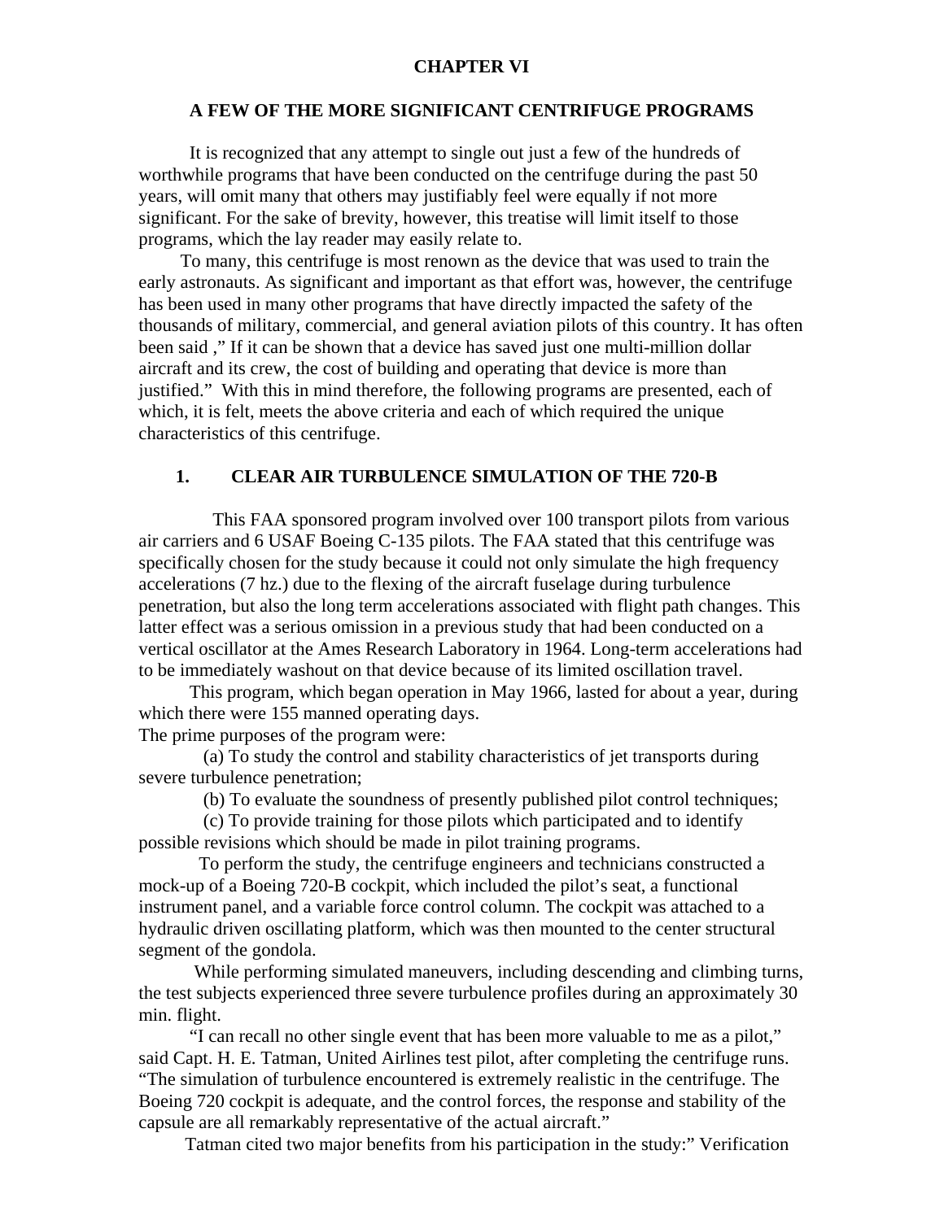# CHAPTER VI

## A FEW OF THE MORE SIGNIFICANT CENTRIFUGE PROGRAMS

It is recognized that any attempt to single out just a few of the hundreds of worthwhile programs that have been conducted on the centrifuge during the past 50 years, will omit many that others may justifiably feel were equally if not more significant. For the sake of brevity, however, this treatise will limit itself to those programs, which the lay reader may easily relate to.

To many, this centrifuge is most renown as the device that was used to train the early astronauts. As significant and important as that effort was, however, the centrifuge has been used in many other programs that have directly impacted the safety of the thousands of military, commercial, and general aviation pilots of this country. It has often been said ," If it can be shown that a device has saved just one multi-million dollar aircraft and its crew, the cost of building and operating that device is more than justified." With this in mind therefore, the following programs are presented, each of which, it is felt, meets the above criteria and each of which required the unique characteristics of this centrifuge.

### 1. CLEAR AIR TURBULENCE SIMULATION OF THE 720-B

This FAA sponsored program involved over 100 transport pilots from various air carriers and 6 USAF Boeing C-135 pilots. The FAA stated that this centrifuge was specifically chosen for the study because it could not only simulate the high frequency accelerations (7 hz.) due to the flexing of the aircraft fuselage during turbulence penetration, but also the long term accelerations associated with flight path changes. This latter effect was a serious omission in a previous study that had been conducted on a vertical oscillator at the Ames Research Laboratory in 1964. Long-term accelerations had to be immediately washout on that device because of its limited oscillation travel.

This program, which began operation in May 1966, lasted for about a year, during which there were 155 manned operating days.

The prime purposes of the program were:

(a) To study the control and stability characteristics of jet transports during severe turbulence penetration;

(b) To evaluate the soundness of presently published pilot control techniques;

(c) To provide training for those pilots which participated and to identify possible revisions which should be made in pilot training programs.

To perform the study, the centrifuge engineers and technicians constructed a mock-up of a Boeing 720-B cockpit, which included the pilot's seat, a functional instrument panel, and a variable force control column. The cockpit was attached to a hydraulic driven oscillating platform, which was then mounted to the center structural segment of the gondola.

While performing simulated maneuvers, including descending and climbing turns, the test subjects experienced three severe turbulence profiles during an approximately 30 min. flight.

"I can recall no other single event that has been more valuable to me as a pilot," said Capt. H. E. Tatman, United Airlines test pilot, after completing the centrifuge runs. "The simulation of turbulence encountered is extremely realistic in the centrifuge. The Boeing 720 cockpit is adequate, and the control forces, the response and stability of the capsule are all remarkably representative of the actual aircraft."

Tatman cited two major benefits from his participation in the study:" Verification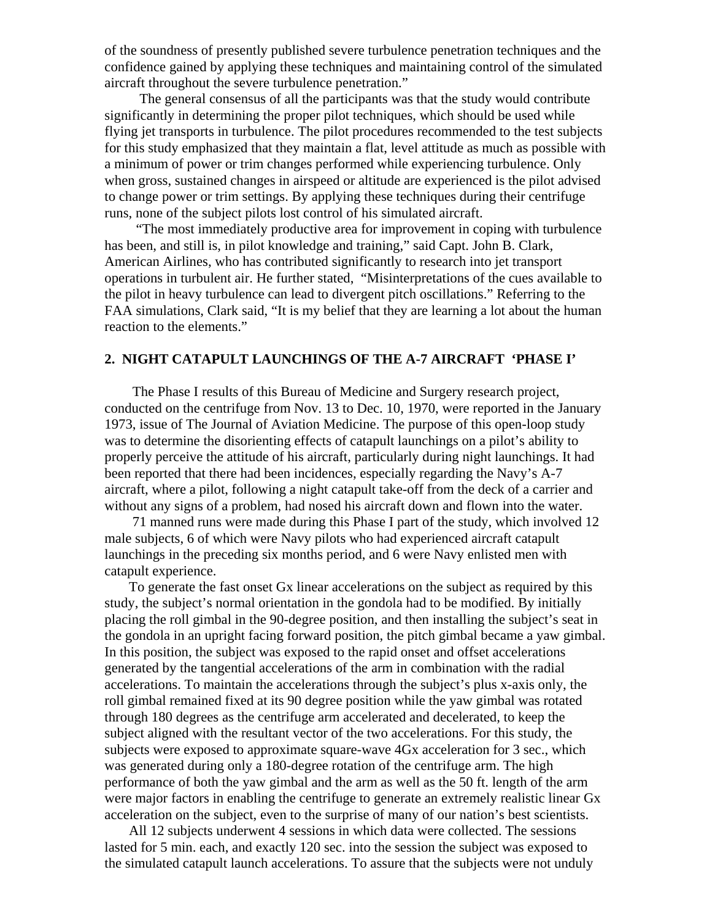of the soundness of presently published severe turbulence penetration techniques and the confidence gained by applying these techniques and maintaining control of the simulated aircraft throughout the severe turbulence penetration."

The general consensus of all the participants was that the study would contribute significantly in determining the proper pilot techniques, which should be used while flying jet transports in turbulence. The pilot procedures recommended to the test subjects for this study emphasized that they maintain a flat, level attitude as much as possible with a minimum of power or trim changes performed while experiencing turbulence. Only when gross, sustained changes in airspeed or altitude are experienced is the pilot advised to change power or trim settings. By applying these techniques during their centrifuge runs, none of the subject pilots lost control of his simulated aircraft.

"The most immediately productive area for improvement in coping with turbulence has been, and still is, in pilot knowledge and training," said Capt. John B. Clark, American Airlines, who has contributed significantly to research into jet transport operations in turbulent air. He further stated, "Misinterpretations of the cues available to the pilot in heavy turbulence can lead to divergent pitch oscillations." Referring to the FAA simulations, Clark said, "It is my belief that they are learning a lot about the human reaction to the elements."

## 2. NIGHT CATAPULT LAUNCHINGS OF THE A-7 AIRCRAFT 'PHASE I'

The Phase I results of this Bureau of Medicine and Surgery research project, conducted on the centrifuge from Nov. 13 to Dec. 10, 1970, were reported in the January 1973, issue of The Journal of Aviation Medicine. The purpose of this open-loop study was to determine the disorienting effects of catapult launchings on a pilot's ability to properly perceive the attitude of his aircraft, particularly during night launchings. It had been reported that there had been incidences, especially regarding the Navy's A-7 aircraft, where a pilot, following a night catapult take-off from the deck of a carrier and without any signs of a problem, had nosed his aircraft down and flown into the water.

71 manned runs were made during this Phase I part of the study, which involved 12 male subjects, 6 of which were Navy pilots who had experienced aircraft catapult launchings in the preceding six months period, and 6 were Navy enlisted men with catapult experience.

To generate the fast onset Gx linear accelerations on the subject as required by this study, the subject's normal orientation in the gondola had to be modified. By initially placing the roll gimbal in the 90-degree position, and then installing the subject's seat in the gondola in an upright facing forward position, the pitch gimbal became a yaw gimbal. In this position, the subject was exposed to the rapid onset and offset accelerations generated by the tangential accelerations of the arm in combination with the radial accelerations. To maintain the accelerations through the subject's plus x-axis only, the roll gimbal remained fixed at its 90 degree position while the yaw gimbal was rotated through 180 degrees as the centrifuge arm accelerated and decelerated, to keep the subject aligned with the resultant vector of the two accelerations. For this study, the subjects were exposed to approximate square-wave 4Gx acceleration for 3 sec., which was generated during only a 180-degree rotation of the centrifuge arm. The high performance of both the yaw gimbal and the arm as well as the 50 ft. length of the arm were major factors in enabling the centrifuge to generate an extremely realistic linear Gx acceleration on the subject, even to the surprise of many of our nation's best scientists.

All 12 subjects underwent 4 sessions in which data were collected. The sessions lasted for 5 min. each, and exactly 120 sec. into the session the subject was exposed to the simulated catapult launch accelerations. To assure that the subjects were not unduly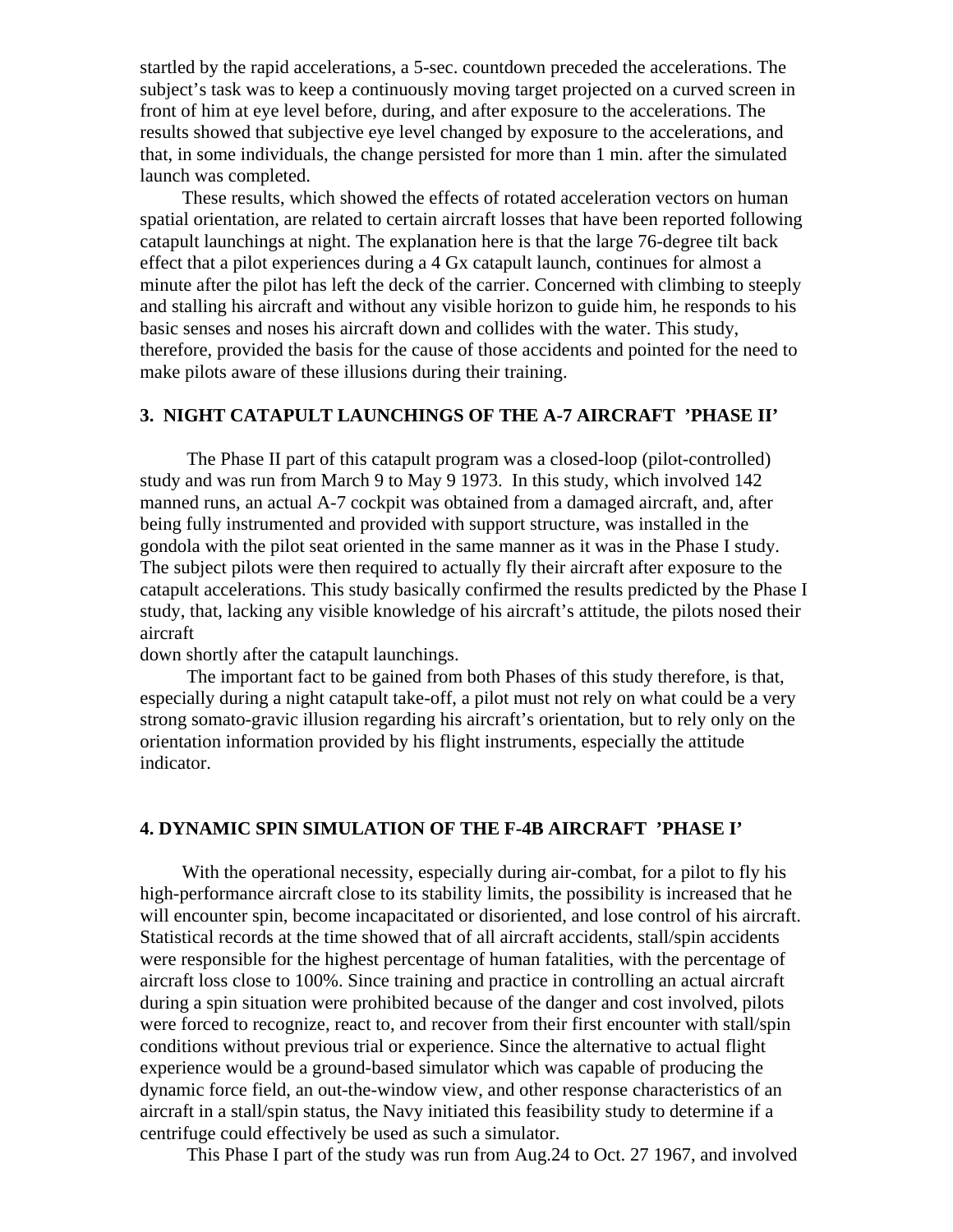startled by the rapid accelerations, a 5-sec. countdown preceded the accelerations. The subject's task was to keep a continuously moving target projected on a curved screen in front of him at eye level before, during, and after exposure to the accelerations. The results showed that subjective eye level changed by exposure to the accelerations, and that, in some individuals, the change persisted for more than 1 min. after the simulated launch was completed.

These results, which showed the effects of rotated acceleration vectors on human spatial orientation, are related to certain aircraft losses that have been reported following catapult launchings at night. The explanation here is that the large 76-degree tilt back effect that a pilot experiences during a 4 Gx catapult launch, continues for almost a minute after the pilot has left the deck of the carrier. Concerned with climbing to steeply and stalling his aircraft and without any visible horizon to guide him, he responds to his basic senses and noses his aircraft down and collides with the water. This study, therefore, provided the basis for the cause of those accidents and pointed for the need to make pilots aware of these illusions during their training.

### 3. NIGHT CATAPULT LAUNCHINGS OF THE A-7 AIRCRAFT 'PHASE II'

The Phase II part of this catapult program was a closed-loop (pilot-controlled) study and was run from March 9 to May 9 1973. In this study, which involved 142 manned runs, an actual A-7 cockpit was obtained from a damaged aircraft, and, after being fully instrumented and provided with support structure, was installed in the gondola with the pilot seat oriented in the same manner as it was in the Phase I study. The subject pilots were then required to actually fly their aircraft after exposure to the catapult accelerations. This study basically confirmed the results predicted by the Phase I study, that, lacking any visible knowledge of his aircraft's attitude, the pilots nosed their aircraft down shortly after the catapult launchings.

The important fact to be gained from both Phases of this study therefore, is that, especially during a night catapult take-off, a pilot must not rely on what could be a very strong somato-gravic illusion regarding his aircraft's orientation, but to rely only on the orientation information provided by his flight instruments, especially the attitude indicator.

### 4. DYNAMIC SPIN SIMULATION OF THE F-4B AIRCRAFT 'PHASE I'

With the operational necessity, especially during air-combat, for a pilot to fly his high-performance aircraft close to its stability limits, the possibility is increased that he will encounter spin, become incapacitated or disoriented, and lose control of his aircraft. Statistical records at the time showed that of all aircraft accidents, stall/spin accidents were responsible for the highest percentage of human fatalities, with the percentage of aircraft loss close to 100%. Since training and practice in controlling an actual aircraft during a spin situation were prohibited because of the danger and cost involved, pilots were forced to recognize, react to, and recover from their first encounter with stall/spin conditions without previous trial or experience. Since the alternative to actual flight experience would be a ground-based simulator which was capable of producing the dynamic force field, an out-the-window view, and other response characteristics of an aircraft in a stall/spin status, the Navy initiated this feasibility study to determine if a centrifuge could effectively be used as such a simulator.

This Phase I part of the study was run from Aug.24 to Oct. 27 1967, and involved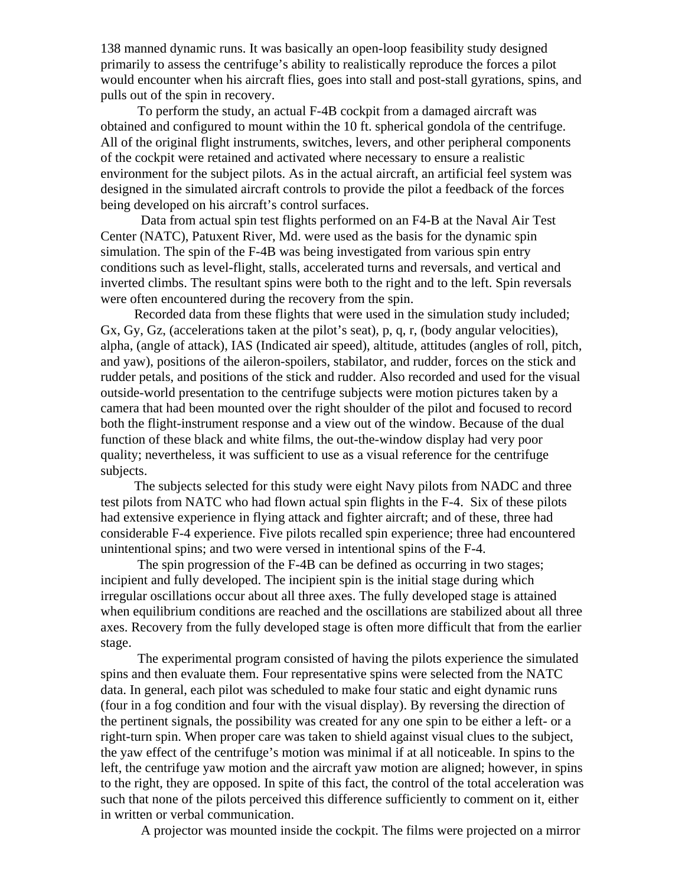138 manned dynamic runs. It was basically an open-loop feasibility study designed primarily to assess the centrifuge's ability to realistically reproduce the forces a pilot would encounter when his aircraft flies, goes into stall and post-stall gyrations, spins, and pulls out of the spin in recovery.

To perform the study, an actual F-4B cockpit from a damaged aircraft was obtained and configured to mount within the 10 ft. spherical gondola of the centrifuge. All of the original flight instruments, switches, levers, and other peripheral components of the cockpit were retained and activated where necessary to ensure a realistic environment for the subject pilots. As in the actual aircraft, an artificial feel system was designed in the simulated aircraft controls to provide the pilot a feedback of the forces being developed on his aircraft's control surfaces.

Data from actual spin test flights performed on an F4-B at the Naval Air Test Center (NATC), Patuxent River, Md. were used as the basis for the dynamic spin simulation. The spin of the F-4B was being investigated from various spin entry conditions such as level-flight, stalls, accelerated turns and reversals, and vertical and inverted climbs. The resultant spins were both to the right and to the left. Spin reversals were often encountered during the recovery from the spin.

Recorded data from these flights that were used in the simulation study included; Gx, Gy, Gz, (accelerations taken at the pilot's seat), p, q, r, (body angular velocities), alpha, (angle of attack), IAS (Indicated air speed), altitude, attitudes (angles of roll, pitch, and yaw), positions of the aileron-spoilers, stabilator, and rudder, forces on the stick and rudder petals, and positions of the stick and rudder. Also recorded and used for the visual outside-world presentation to the centrifuge subjects were motion pictures taken by a camera that had been mounted over the right shoulder of the pilot and focused to record both the flight-instrument response and a view out of the window. Because of the dual function of these black and white films, the out-the-window display had very poor quality; nevertheless, it was sufficient to use as a visual reference for the centrifuge subjects.

The subjects selected for this study were eight Navy pilots from NADC and three test pilots from NATC who had flown actual spin flights in the F-4. Six of these pilots had extensive experience in flying attack and fighter aircraft; and of these, three had considerable F-4 experience. Five pilots recalled spin experience; three had encountered unintentional spins; and two were versed in intentional spins of the F-4.

The spin progression of the F-4B can be defined as occurring in two stages; incipient and fully developed. The incipient spin is the initial stage during which irregular oscillations occur about all three axes. The fully developed stage is attained when equilibrium conditions are reached and the oscillations are stabilized about all three axes. Recovery from the fully developed stage is often more difficult that from the earlier stage.

The experimental program consisted of having the pilots experience the simulated spins and then evaluate them. Four representative spins were selected from the NATC data. In general, each pilot was scheduled to make four static and eight dynamic runs (four in a fog condition and four with the visual display). By reversing the direction of the pertinent signals, the possibility was created for any one spin to be either a left- or a right-turn spin. When proper care was taken to shield against visual clues to the subject, the yaw effect of the centrifuge's motion was minimal if at all noticeable. In spins to the left, the centrifuge yaw motion and the aircraft yaw motion are aligned; however, in spins to the right, they are opposed. In spite of this fact, the control of the total acceleration was such that none of the pilots perceived this difference sufficiently to comment on it, either in written or verbal communication.

A projector was mounted inside the cockpit. The films were projected on a mirror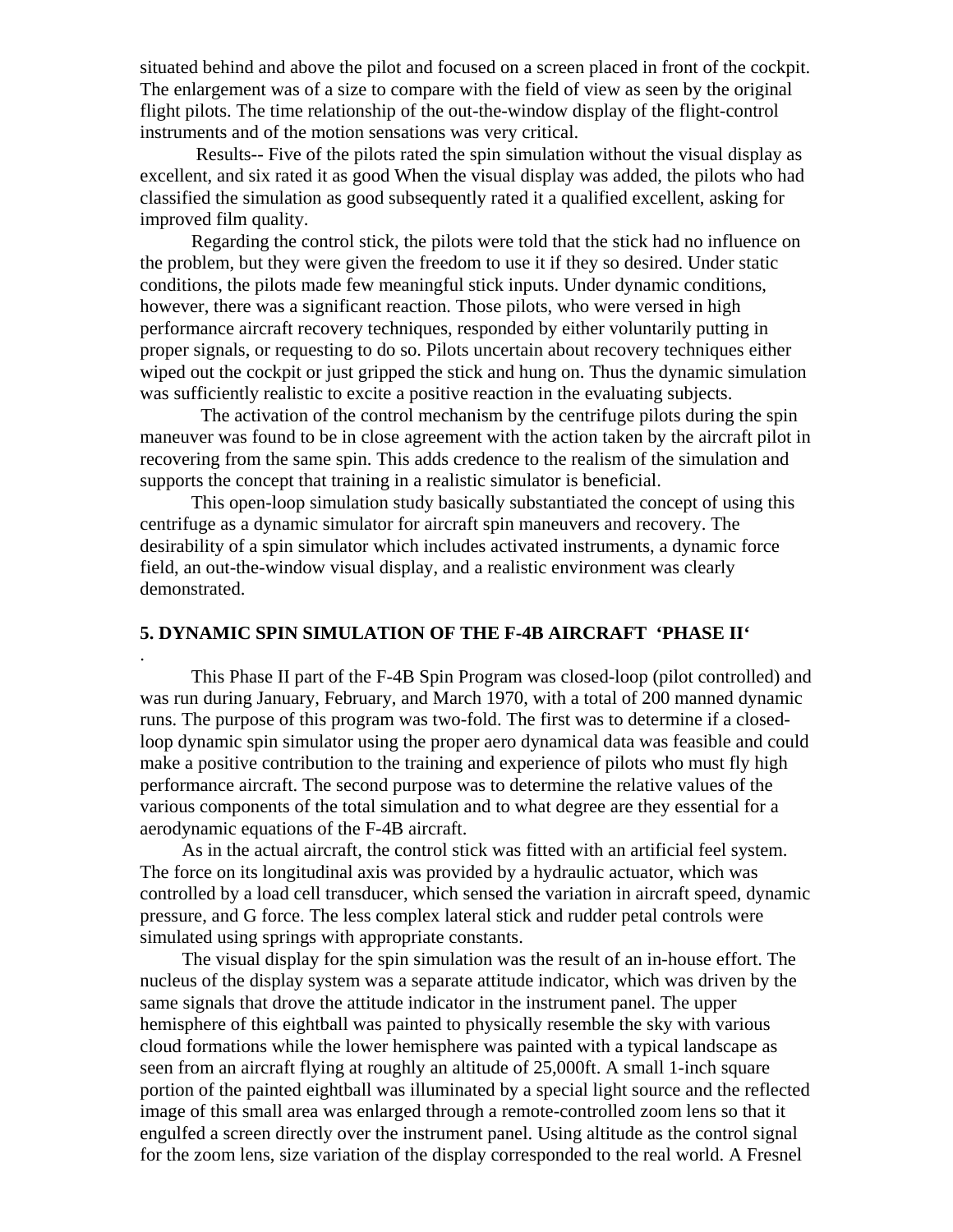situated behind and above the pilot and focused on a screen placed in front of the cockpit. The enlargement was of a size to compare with the field of view as seen by the original flight pilots. The time relationship of the out-the-window display of the flight-control instruments and of the motion sensations was very critical.

Results-- Five of the pilots rated the spin simulation without the visual display as excellent, and six rated it as good When the visual display was added, the pilots who had classified the simulation as good subsequently rated it a qualified excellent, asking for improved film quality.

Regarding the control stick, the pilots were told that the stick had no influence on the problem, but they were given the freedom to use it if they so desired. Under static conditions, the pilots made few meaningful stick inputs. Under dynamic conditions, however, there was a significant reaction. Those pilots, who were versed in high performance aircraft recovery techniques, responded by either voluntarily putting in proper signals, or requesting to do so. Pilots uncertain about recovery techniques either wiped out the cockpit or just gripped the stick and hung on. Thus the dynamic simulation was sufficiently realistic to excite a positive reaction in the evaluating subjects.

The activation of the control mechanism by the centrifuge pilots during the spin maneuver was found to be in close agreement with the action taken by the aircraft pilot in recovering from the same spin. This adds credence to the realism of the simulation and supports the concept that training in a realistic simulator is beneficial.

This open-loop simulation study basically substantiated the concept of using this centrifuge as a dynamic simulator for aircraft spin maneuvers and recovery. The desirability of a spin simulator which includes activated instruments, a dynamic force field, an out-the-window visual display, and a realistic environment was clearly demonstrated.

**5. DYNAMIC SPIN SIMULATION OF THE F-4B AIRCRAFT ‘PHASE II‘**

.

This Phase II part of the F-4B Spin Program was closed-loop (pilot controlled) and was run during January, February, and March 1970, with a total of 200 manned dynamic runs. The purpose of this program was two-fold. The first was to determine if a closed-loop dynamic spin simulator using the proper aero dynamical data was feasible and could make a positive contribution to the training and experience of pilots who must fly high performance aircraft. The second purpose was to determine the relative values of the various components of the total simulation and to what degree are they essential for a aerodynamic equations of the F-4B aircraft.

As in the actual aircraft, the control stick was fitted with an artificial feel system. The force on its longitudinal axis was provided by a hydraulic actuator, which was controlled by a load cell transducer, which sensed the variation in aircraft speed, dynamic pressure, and G force. The less complex lateral stick and rudder petal controls were simulated using springs with appropriate constants.

The visual display for the spin simulation was the result of an in-house effort. The nucleus of the display system was a separate attitude indicator, which was driven by the same signals that drove the attitude indicator in the instrument panel. The upper hemisphere of this eightball was painted to physically resemble the sky with various cloud formations while the lower hemisphere was painted with a typical landscape as seen from an aircraft flying at roughly an altitude of 25,000ft. A small 1-inch square portion of the painted eightball was illuminated by a special light source and the reflected image of this small area was enlarged through a remote-controlled zoom lens so that it engulfed a screen directly over the instrument panel. Using altitude as the control signal for the zoom lens, size variation of the display corresponded to the real world. A Fresnel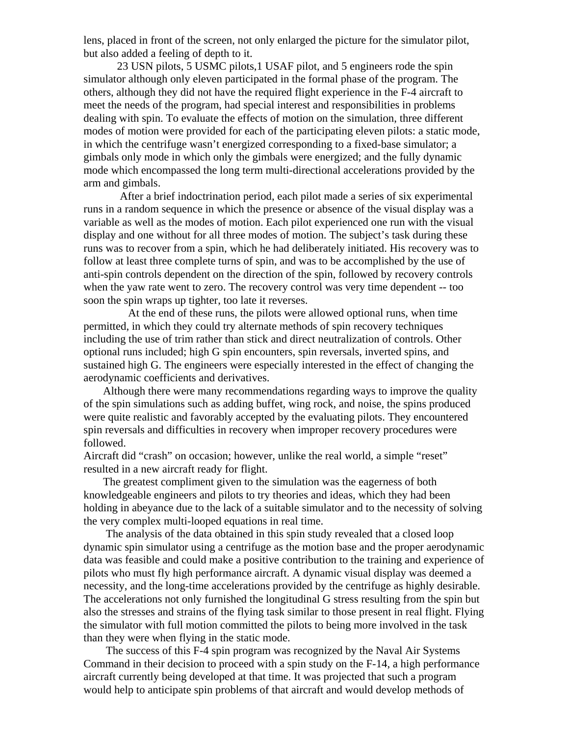lens, placed in front of the screen, not only enlarged the picture for the simulator pilot, but also added a feeling of depth to it.

23 USN pilots, 5 USMC pilots,1 USAF pilot, and 5 engineers rode the spin simulator although only eleven participated in the formal phase of the program. The others, although they did not have the required flight experience in the F-4 aircraft to meet the needs of the program, had special interest and responsibilities in problems dealing with spin. To evaluate the effects of motion on the simulation, three different modes of motion were provided for each of the participating eleven pilots: a static mode, in which the centrifuge wasn't energized corresponding to a fixed-base simulator; a gimbals only mode in which only the gimbals were energized; and the fully dynamic mode which encompassed the long term multi-directional accelerations provided by the arm and gimbals.

After a brief indoctrination period, each pilot made a series of six experimental runs in a random sequence in which the presence or absence of the visual display was a variable as well as the modes of motion. Each pilot experienced one run with the visual display and one without for all three modes of motion. The subject's task during these runs was to recover from a spin, which he had deliberately initiated. His recovery was to follow at least three complete turns of spin, and was to be accomplished by the use of anti-spin controls dependent on the direction of the spin, followed by recovery controls when the yaw rate went to zero. The recovery control was very time dependent -- too soon the spin wraps up tighter, too late it reverses.

At the end of these runs, the pilots were allowed optional runs, when time permitted, in which they could try alternate methods of spin recovery techniques including the use of trim rather than stick and direct neutralization of controls. Other optional runs included; high G spin encounters, spin reversals, inverted spins, and sustained high G. The engineers were especially interested in the effect of changing the aerodynamic coefficients and derivatives.

Although there were many recommendations regarding ways to improve the quality of the spin simulations such as adding buffet, wing rock, and noise, the spins produced were quite realistic and favorably accepted by the evaluating pilots. They encountered spin reversals and difficulties in recovery when improper recovery procedures were followed.
Aircraft did "crash" on occasion; however, unlike the real world, a simple "reset" resulted in a new aircraft ready for flight.

The greatest compliment given to the simulation was the eagerness of both knowledgeable engineers and pilots to try theories and ideas, which they had been holding in abeyance due to the lack of a suitable simulator and to the necessity of solving the very complex multi-looped equations in real time.

The analysis of the data obtained in this spin study revealed that a closed loop dynamic spin simulator using a centrifuge as the motion base and the proper aerodynamic data was feasible and could make a positive contribution to the training and experience of pilots who must fly high performance aircraft. A dynamic visual display was deemed a necessity, and the long-time accelerations provided by the centrifuge as highly desirable. The accelerations not only furnished the longitudinal G stress resulting from the spin but also the stresses and strains of the flying task similar to those present in real flight. Flying the simulator with full motion committed the pilots to being more involved in the task than they were when flying in the static mode.

The success of this F-4 spin program was recognized by the Naval Air Systems Command in their decision to proceed with a spin study on the F-14, a high performance aircraft currently being developed at that time. It was projected that such a program would help to anticipate spin problems of that aircraft and would develop methods of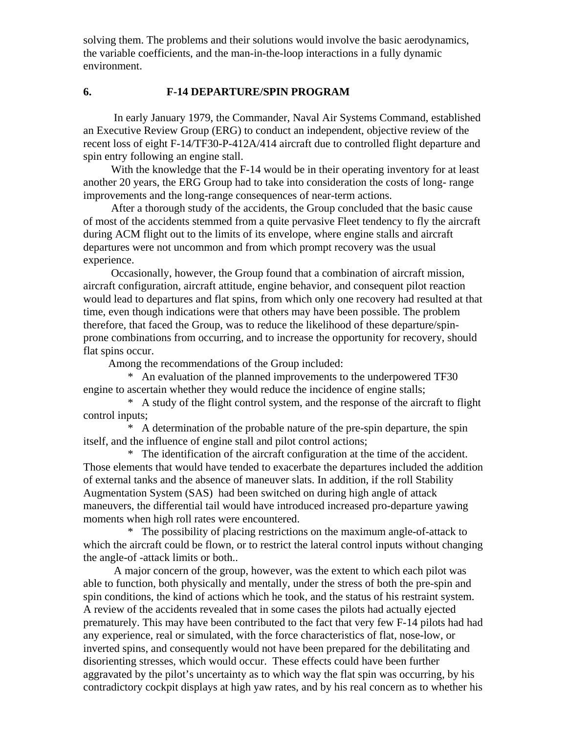solving them. The problems and their solutions would involve the basic aerodynamics, the variable coefficients, and the man-in-the-loop interactions in a fully dynamic environment.

## 6. F-14 DEPARTURE/SPIN PROGRAM

In early January 1979, the Commander, Naval Air Systems Command, established an Executive Review Group (ERG) to conduct an independent, objective review of the recent loss of eight F-14/TF30-P-412A/414 aircraft due to controlled flight departure and spin entry following an engine stall.

With the knowledge that the F-14 would be in their operating inventory for at least another 20 years, the ERG Group had to take into consideration the costs of long- range improvements and the long-range consequences of near-term actions.

After a thorough study of the accidents, the Group concluded that the basic cause of most of the accidents stemmed from a quite pervasive Fleet tendency to fly the aircraft during ACM flight out to the limits of its envelope, where engine stalls and aircraft departures were not uncommon and from which prompt recovery was the usual experience.

Occasionally, however, the Group found that a combination of aircraft mission, aircraft configuration, aircraft attitude, engine behavior, and consequent pilot reaction would lead to departures and flat spins, from which only one recovery had resulted at that time, even though indications were that others may have been possible. The problem therefore, that faced the Group, was to reduce the likelihood of these departure/spin-prone combinations from occurring, and to increase the opportunity for recovery, should flat spins occur.

Among the recommendations of the Group included:

* An evaluation of the planned improvements to the underpowered TF30 engine to ascertain whether they would reduce the incidence of engine stalls;
* A study of the flight control system, and the response of the aircraft to flight control inputs;
* A determination of the probable nature of the pre-spin departure, the spin itself, and the influence of engine stall and pilot control actions;
* The identification of the aircraft configuration at the time of the accident. Those elements that would have tended to exacerbate the departures included the addition of external tanks and the absence of maneuver slats. In addition, if the roll Stability Augmentation System (SAS) had been switched on during high angle of attack maneuvers, the differential tail would have introduced increased pro-departure yawing moments when high roll rates were encountered.
* The possibility of placing restrictions on the maximum angle-of-attack to which the aircraft could be flown, or to restrict the lateral control inputs without changing the angle-of -attack limits or both..

A major concern of the group, however, was the extent to which each pilot was able to function, both physically and mentally, under the stress of both the pre-spin and spin conditions, the kind of actions which he took, and the status of his restraint system. A review of the accidents revealed that in some cases the pilots had actually ejected prematurely. This may have been contributed to the fact that very few F-14 pilots had had any experience, real or simulated, with the force characteristics of flat, nose-low, or inverted spins, and consequently would not have been prepared for the debilitating and disorienting stresses, which would occur. These effects could have been further aggravated by the pilot's uncertainty as to which way the flat spin was occurring, by his contradictory cockpit displays at high yaw rates, and by his real concern as to whether his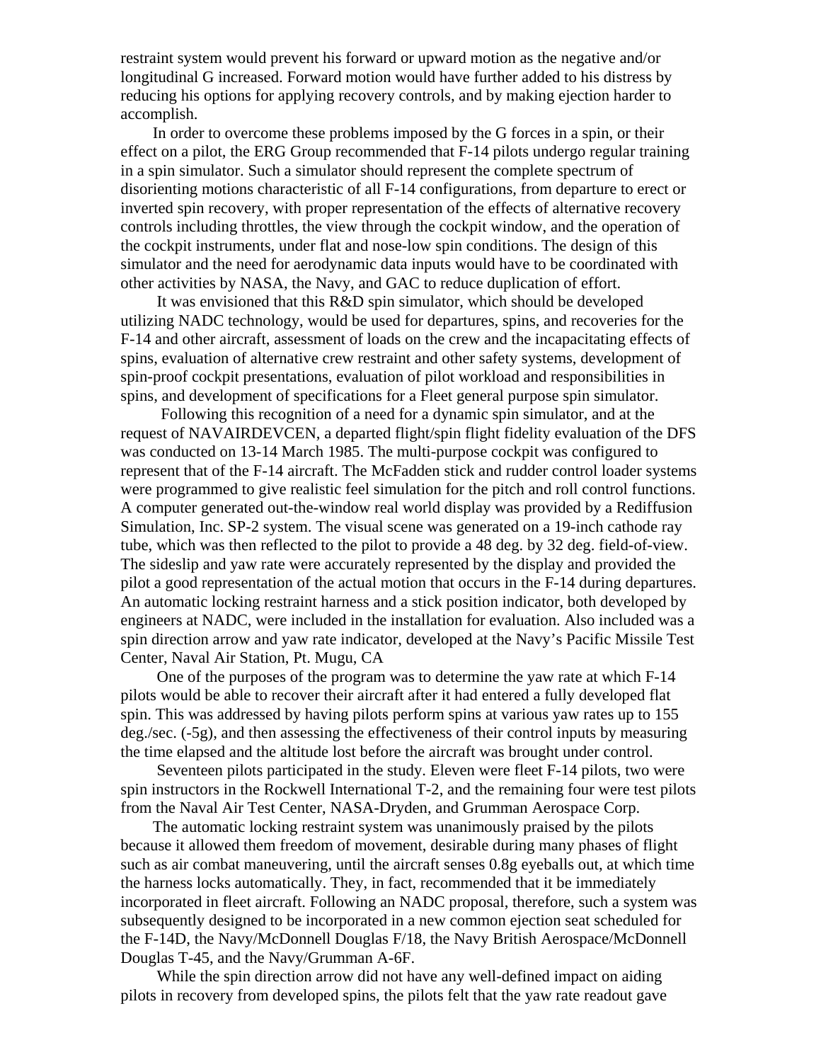restraint system would prevent his forward or upward motion as the negative and/or longitudinal G increased. Forward motion would have further added to his distress by reducing his options for applying recovery controls, and by making ejection harder to accomplish.

In order to overcome these problems imposed by the G forces in a spin, or their effect on a pilot, the ERG Group recommended that F-14 pilots undergo regular training in a spin simulator. Such a simulator should represent the complete spectrum of disorienting motions characteristic of all F-14 configurations, from departure to erect or inverted spin recovery, with proper representation of the effects of alternative recovery controls including throttles, the view through the cockpit window, and the operation of the cockpit instruments, under flat and nose-low spin conditions. The design of this simulator and the need for aerodynamic data inputs would have to be coordinated with other activities by NASA, the Navy, and GAC to reduce duplication of effort.

It was envisioned that this R&D spin simulator, which should be developed utilizing NADC technology, would be used for departures, spins, and recoveries for the F-14 and other aircraft, assessment of loads on the crew and the incapacitating effects of spins, evaluation of alternative crew restraint and other safety systems, development of spin-proof cockpit presentations, evaluation of pilot workload and responsibilities in spins, and development of specifications for a Fleet general purpose spin simulator.

Following this recognition of a need for a dynamic spin simulator, and at the request of NAVAIRDEVCEN, a departed flight/spin flight fidelity evaluation of the DFS was conducted on 13-14 March 1985. The multi-purpose cockpit was configured to represent that of the F-14 aircraft. The McFadden stick and rudder control loader systems were programmed to give realistic feel simulation for the pitch and roll control functions. A computer generated out-the-window real world display was provided by a Rediffusion Simulation, Inc. SP-2 system. The visual scene was generated on a 19-inch cathode ray tube, which was then reflected to the pilot to provide a 48 deg. by 32 deg. field-of-view. The sideslip and yaw rate were accurately represented by the display and provided the pilot a good representation of the actual motion that occurs in the F-14 during departures. An automatic locking restraint harness and a stick position indicator, both developed by engineers at NADC, were included in the installation for evaluation. Also included was a spin direction arrow and yaw rate indicator, developed at the Navy's Pacific Missile Test Center, Naval Air Station, Pt. Mugu, CA

One of the purposes of the program was to determine the yaw rate at which F-14 pilots would be able to recover their aircraft after it had entered a fully developed flat spin. This was addressed by having pilots perform spins at various yaw rates up to 155 deg./sec. (-5g), and then assessing the effectiveness of their control inputs by measuring the time elapsed and the altitude lost before the aircraft was brought under control.

Seventeen pilots participated in the study. Eleven were fleet F-14 pilots, two were spin instructors in the Rockwell International T-2, and the remaining four were test pilots from the Naval Air Test Center, NASA-Dryden, and Grumman Aerospace Corp.

The automatic locking restraint system was unanimously praised by the pilots because it allowed them freedom of movement, desirable during many phases of flight such as air combat maneuvering, until the aircraft senses 0.8g eyeballs out, at which time the harness locks automatically. They, in fact, recommended that it be immediately incorporated in fleet aircraft. Following an NADC proposal, therefore, such a system was subsequently designed to be incorporated in a new common ejection seat scheduled for the F-14D, the Navy/McDonnell Douglas F/18, the Navy British Aerospace/McDonnell Douglas T-45, and the Navy/Grumman A-6F.

While the spin direction arrow did not have any well-defined impact on aiding pilots in recovery from developed spins, the pilots felt that the yaw rate readout gave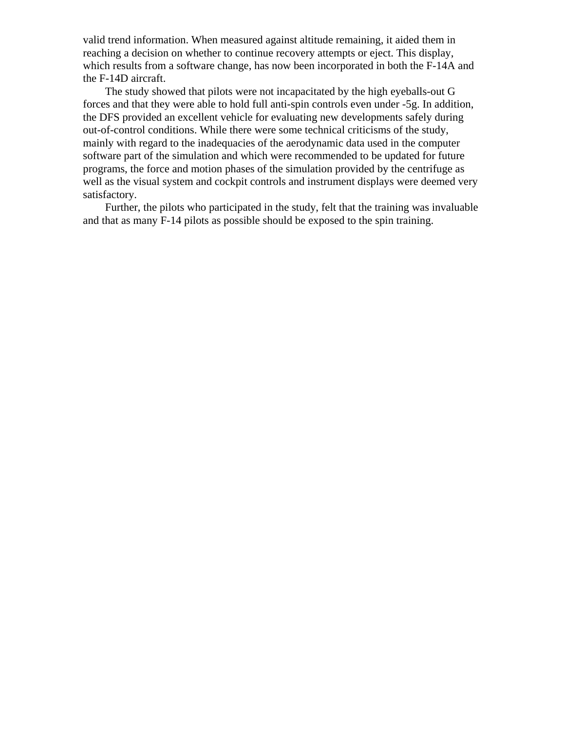valid trend information. When measured against altitude remaining, it aided them in reaching a decision on whether to continue recovery attempts or eject. This display, which results from a software change, has now been incorporated in both the F-14A and the F-14D aircraft.

The study showed that pilots were not incapacitated by the high eyeballs-out G forces and that they were able to hold full anti-spin controls even under -5g. In addition, the DFS provided an excellent vehicle for evaluating new developments safely during out-of-control conditions. While there were some technical criticisms of the study, mainly with regard to the inadequacies of the aerodynamic data used in the computer software part of the simulation and which were recommended to be updated for future programs, the force and motion phases of the simulation provided by the centrifuge as well as the visual system and cockpit controls and instrument displays were deemed very satisfactory.

Further, the pilots who participated in the study, felt that the training was invaluable and that as many F-14 pilots as possible should be exposed to the spin training.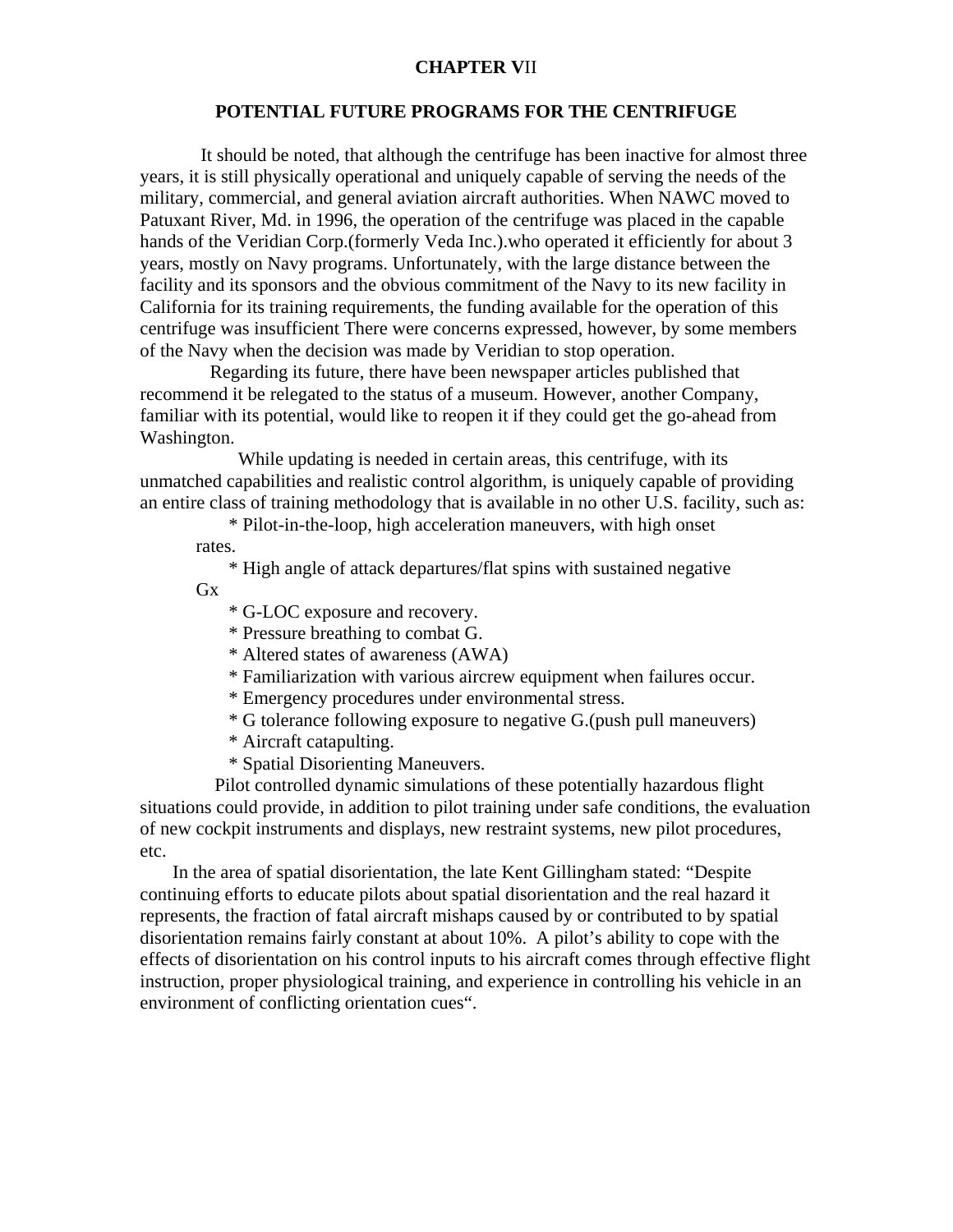# CHAPTER VII

## POTENTIAL FUTURE PROGRAMS FOR THE CENTRIFUGE

It should be noted, that although the centrifuge has been inactive for almost three years, it is still physically operational and uniquely capable of serving the needs of the military, commercial, and general aviation aircraft authorities. When NAWC moved to Patuxant River, Md. in 1996, the operation of the centrifuge was placed in the capable hands of the Veridian Corp.(formerly Veda Inc.).who operated it efficiently for about 3 years, mostly on Navy programs. Unfortunately, with the large distance between the facility and its sponsors and the obvious commitment of the Navy to its new facility in California for its training requirements, the funding available for the operation of this centrifuge was insufficient There were concerns expressed, however, by some members of the Navy when the decision was made by Veridian to stop operation.

Regarding its future, there have been newspaper articles published that recommend it be relegated to the status of a museum. However, another Company, familiar with its potential, would like to reopen it if they could get the go-ahead from Washington.

While updating is needed in certain areas, this centrifuge, with its unmatched capabilities and realistic control algorithm, is uniquely capable of providing an entire class of training methodology that is available in no other U.S. facility, such as:

* Pilot-in-the-loop, high acceleration maneuvers, with high onset rates.
* High angle of attack departures/flat spins with sustained negative Gx
* G-LOC exposure and recovery.
* Pressure breathing to combat G.
* Altered states of awareness (AWA)
* Familiarization with various aircrew equipment when failures occur.
* Emergency procedures under environmental stress.
* G tolerance following exposure to negative G.(push pull maneuvers)
* Aircraft catapulting.
* Spatial Disorienting Maneuvers.

Pilot controlled dynamic simulations of these potentially hazardous flight situations could provide, in addition to pilot training under safe conditions, the evaluation of new cockpit instruments and displays, new restraint systems, new pilot procedures, etc.

In the area of spatial disorientation, the late Kent Gillingham stated: "Despite continuing efforts to educate pilots about spatial disorientation and the real hazard it represents, the fraction of fatal aircraft mishaps caused by or contributed to by spatial disorientation remains fairly constant at about 10%. A pilot's ability to cope with the effects of disorientation on his control inputs to his aircraft comes through effective flight instruction, proper physiological training, and experience in controlling his vehicle in an environment of conflicting orientation cues".